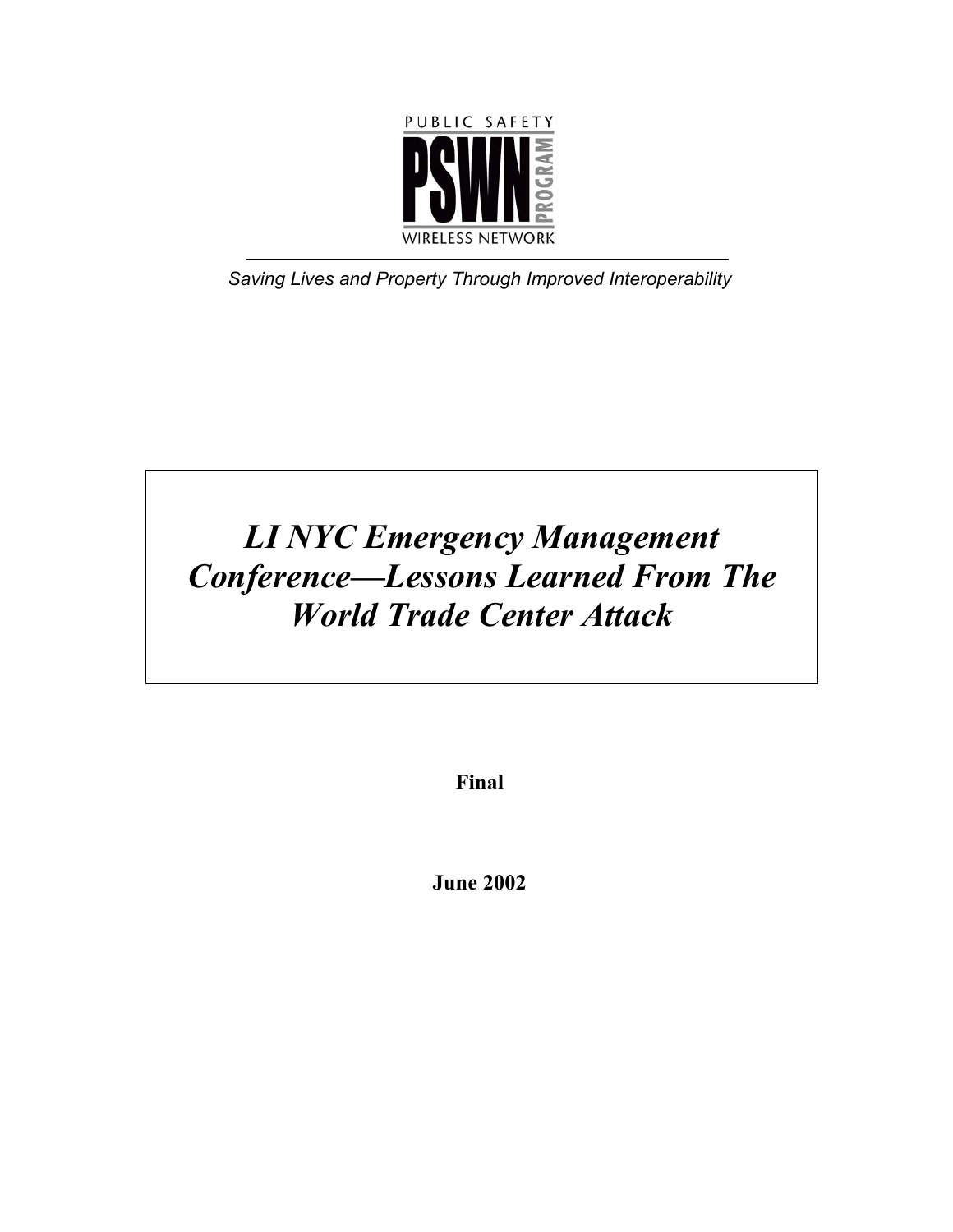PUBLIC SAFETY

PSWN PROGRAM

WIRELESS NETWORK

*Saving Lives and Property Through Improved Interoperability*

# *LI NYC Emergency Management Conference—Lessons Learned From The World Trade Center Attack*

**Final**

**June 2002**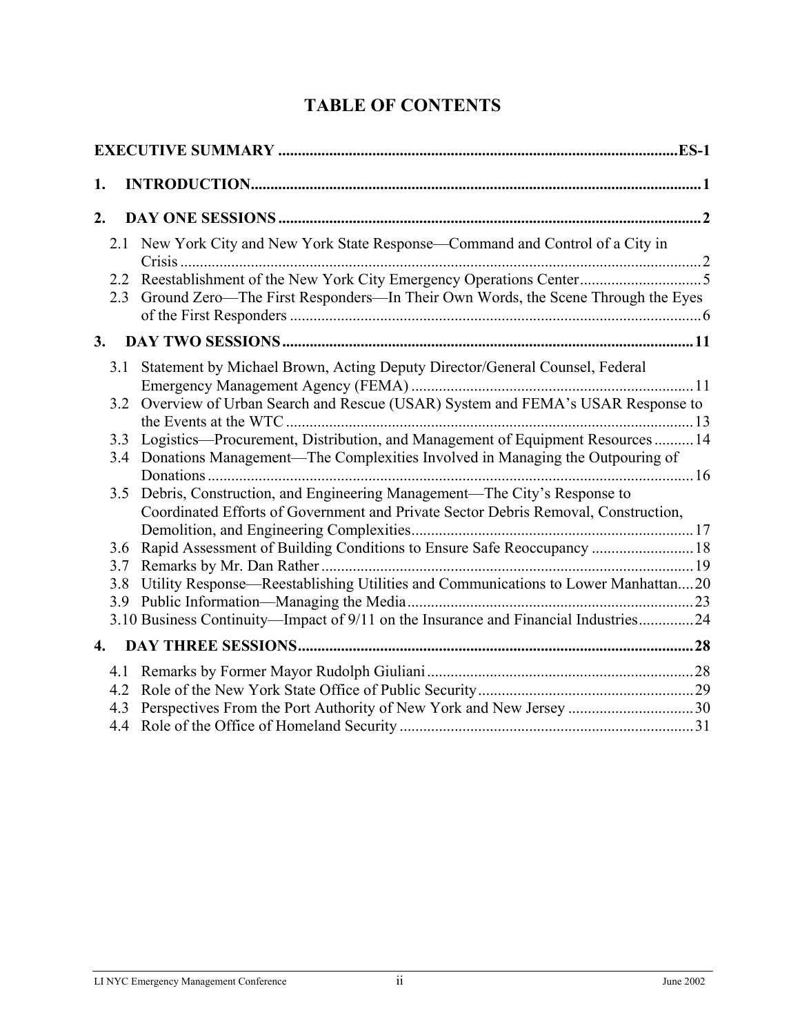# TABLE OF CONTENTS

**EXECUTIVE SUMMARY** .......... **ES-1**

**1. INTRODUCTION** .......... **1**

**2. DAY ONE SESSIONS** .......... **2**

- 2.1 New York City and New York State Response—Command and Control of a City in Crisis .......... 2
- 2.2 Reestablishment of the New York City Emergency Operations Center .......... 5
- 2.3 Ground Zero—The First Responders—In Their Own Words, the Scene Through the Eyes of the First Responders .......... 6

**3. DAY TWO SESSIONS** .......... **11**

- 3.1 Statement by Michael Brown, Acting Deputy Director/General Counsel, Federal Emergency Management Agency (FEMA) .......... 11
- 3.2 Overview of Urban Search and Rescue (USAR) System and FEMA's USAR Response to the Events at the WTC .......... 13
- 3.3 Logistics—Procurement, Distribution, and Management of Equipment Resources .......... 14
- 3.4 Donations Management—The Complexities Involved in Managing the Outpouring of Donations .......... 16
- 3.5 Debris, Construction, and Engineering Management—The City's Response to Coordinated Efforts of Government and Private Sector Debris Removal, Construction, Demolition, and Engineering Complexities .......... 17
- 3.6 Rapid Assessment of Building Conditions to Ensure Safe Reoccupancy .......... 18
- 3.7 Remarks by Mr. Dan Rather .......... 19
- 3.8 Utility Response—Reestablishing Utilities and Communications to Lower Manhattan .......... 20
- 3.9 Public Information—Managing the Media .......... 23
- 3.10 Business Continuity—Impact of 9/11 on the Insurance and Financial Industries .......... 24

**4. DAY THREE SESSIONS** .......... **28**

- 4.1 Remarks by Former Mayor Rudolph Giuliani .......... 28
- 4.2 Role of the New York State Office of Public Security .......... 29
- 4.3 Perspectives From the Port Authority of New York and New Jersey .......... 30
- 4.4 Role of the Office of Homeland Security .......... 31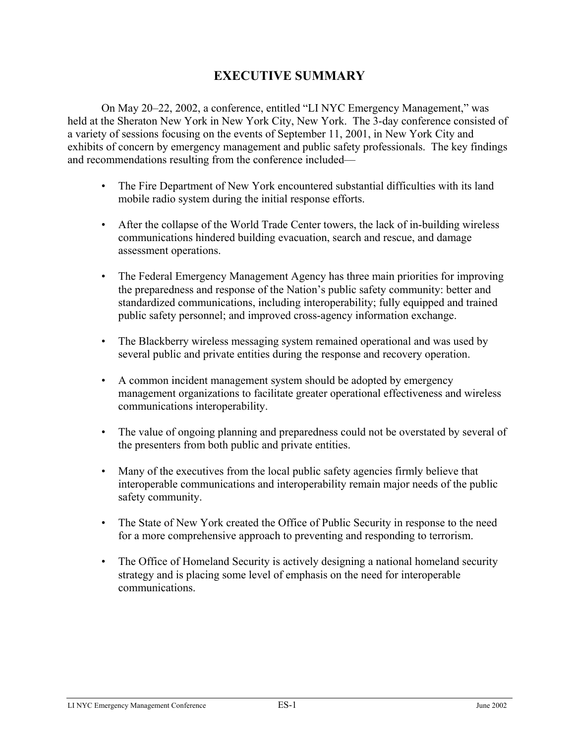# EXECUTIVE SUMMARY

On May 20–22, 2002, a conference, entitled "LI NYC Emergency Management," was held at the Sheraton New York in New York City, New York. The 3-day conference consisted of a variety of sessions focusing on the events of September 11, 2001, in New York City and exhibits of concern by emergency management and public safety professionals. The key findings and recommendations resulting from the conference included—

- The Fire Department of New York encountered substantial difficulties with its land mobile radio system during the initial response efforts.
- After the collapse of the World Trade Center towers, the lack of in-building wireless communications hindered building evacuation, search and rescue, and damage assessment operations.
- The Federal Emergency Management Agency has three main priorities for improving the preparedness and response of the Nation's public safety community: better and standardized communications, including interoperability; fully equipped and trained public safety personnel; and improved cross-agency information exchange.
- The Blackberry wireless messaging system remained operational and was used by several public and private entities during the response and recovery operation.
- A common incident management system should be adopted by emergency management organizations to facilitate greater operational effectiveness and wireless communications interoperability.
- The value of ongoing planning and preparedness could not be overstated by several of the presenters from both public and private entities.
- Many of the executives from the local public safety agencies firmly believe that interoperable communications and interoperability remain major needs of the public safety community.
- The State of New York created the Office of Public Security in response to the need for a more comprehensive approach to preventing and responding to terrorism.
- The Office of Homeland Security is actively designing a national homeland security strategy and is placing some level of emphasis on the need for interoperable communications.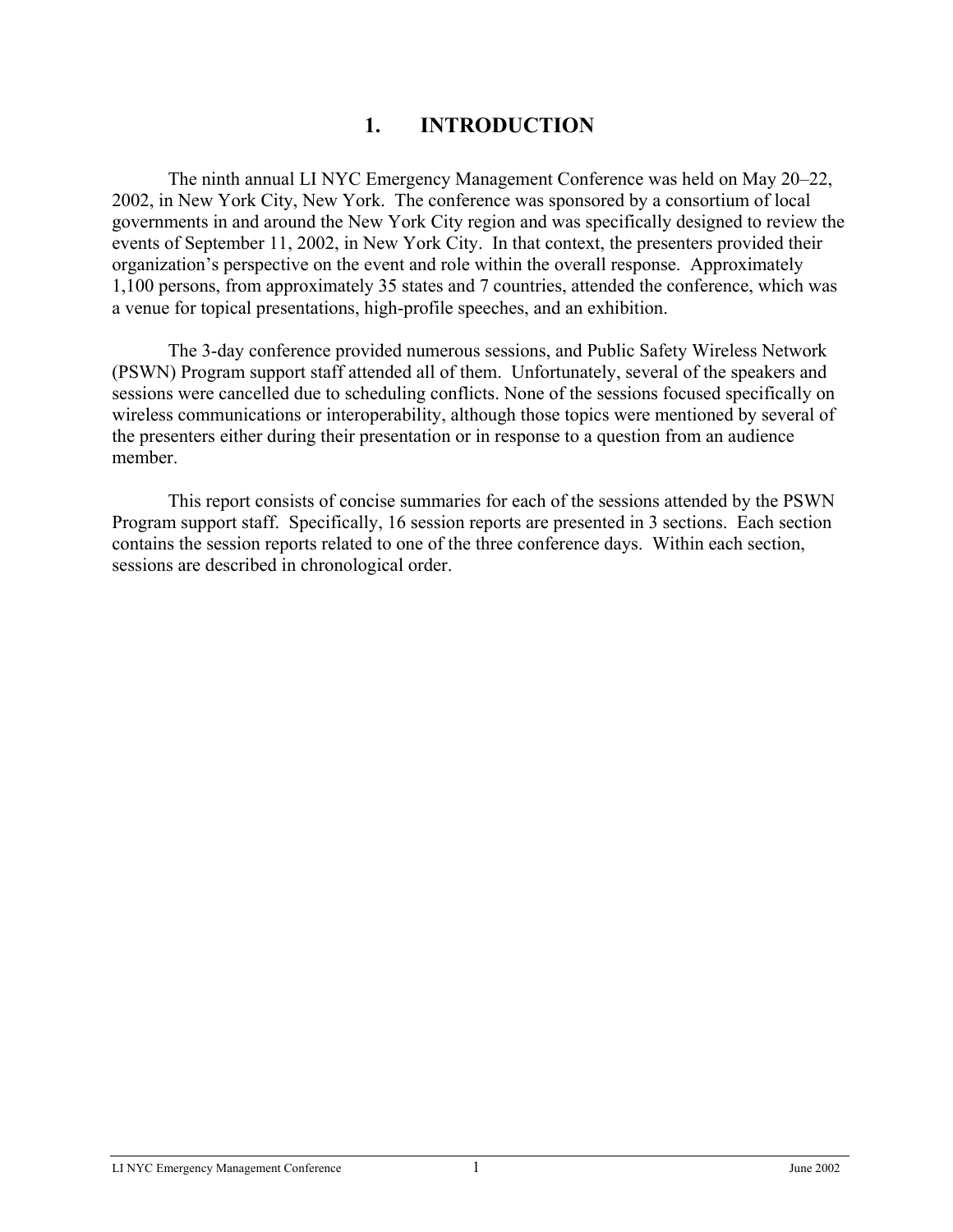# 1. INTRODUCTION

The ninth annual LI NYC Emergency Management Conference was held on May 20–22, 2002, in New York City, New York. The conference was sponsored by a consortium of local governments in and around the New York City region and was specifically designed to review the events of September 11, 2002, in New York City. In that context, the presenters provided their organization's perspective on the event and role within the overall response. Approximately 1,100 persons, from approximately 35 states and 7 countries, attended the conference, which was a venue for topical presentations, high-profile speeches, and an exhibition.

The 3-day conference provided numerous sessions, and Public Safety Wireless Network (PSWN) Program support staff attended all of them. Unfortunately, several of the speakers and sessions were cancelled due to scheduling conflicts. None of the sessions focused specifically on wireless communications or interoperability, although those topics were mentioned by several of the presenters either during their presentation or in response to a question from an audience member.

This report consists of concise summaries for each of the sessions attended by the PSWN Program support staff. Specifically, 16 session reports are presented in 3 sections. Each section contains the session reports related to one of the three conference days. Within each section, sessions are described in chronological order.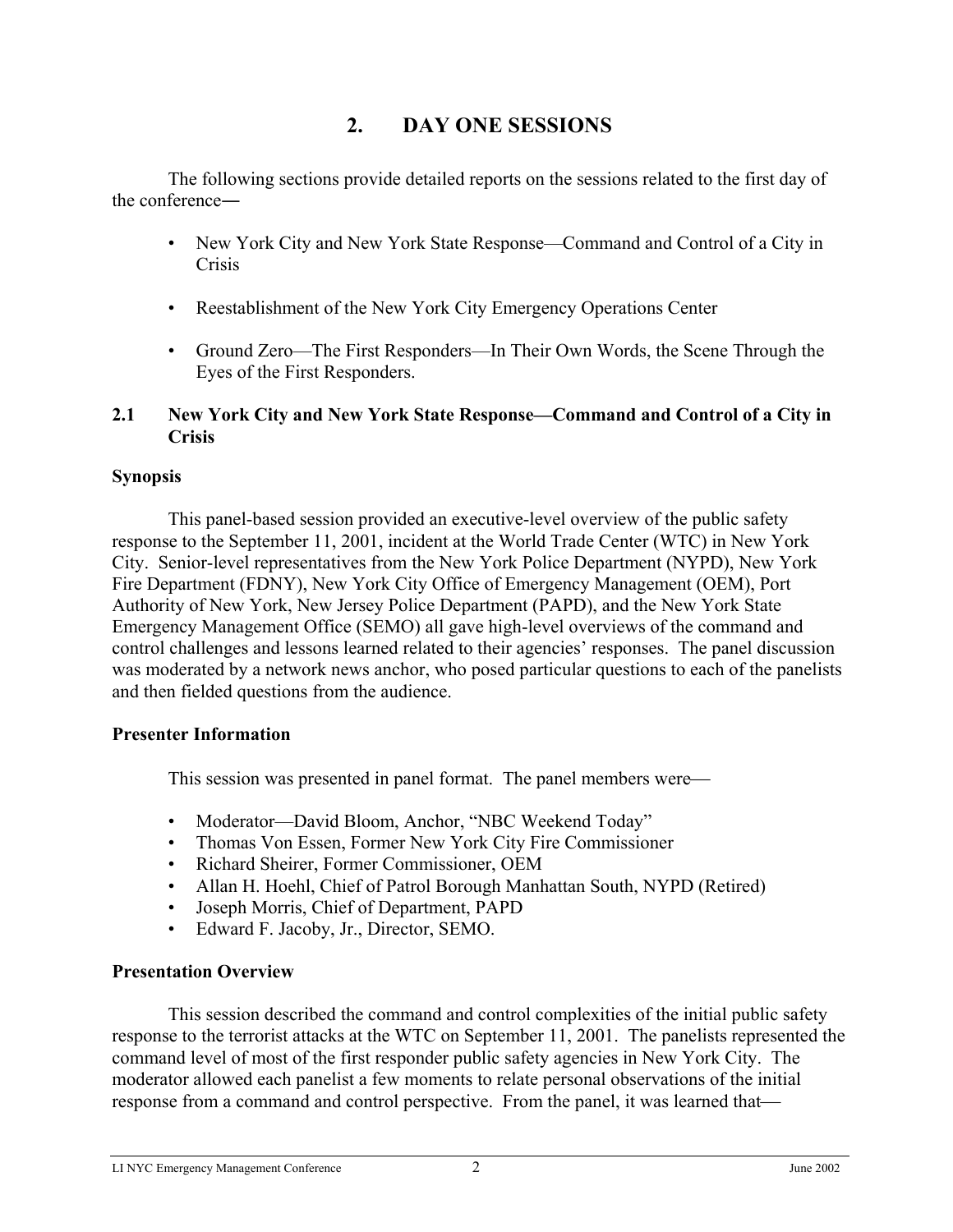# 2. DAY ONE SESSIONS

The following sections provide detailed reports on the sessions related to the first day of the conference―

- New York City and New York State Response—Command and Control of a City in Crisis
- Reestablishment of the New York City Emergency Operations Center
- Ground Zero—The First Responders—In Their Own Words, the Scene Through the Eyes of the First Responders.

## 2.1 New York City and New York State Response—Command and Control of a City in Crisis

### Synopsis

This panel-based session provided an executive-level overview of the public safety response to the September 11, 2001, incident at the World Trade Center (WTC) in New York City. Senior-level representatives from the New York Police Department (NYPD), New York Fire Department (FDNY), New York City Office of Emergency Management (OEM), Port Authority of New York, New Jersey Police Department (PAPD), and the New York State Emergency Management Office (SEMO) all gave high-level overviews of the command and control challenges and lessons learned related to their agencies' responses. The panel discussion was moderated by a network news anchor, who posed particular questions to each of the panelists and then fielded questions from the audience.

### Presenter Information

This session was presented in panel format. The panel members were—

- Moderator—David Bloom, Anchor, "NBC Weekend Today"
- Thomas Von Essen, Former New York City Fire Commissioner
- Richard Sheirer, Former Commissioner, OEM
- Allan H. Hoehl, Chief of Patrol Borough Manhattan South, NYPD (Retired)
- Joseph Morris, Chief of Department, PAPD
- Edward F. Jacoby, Jr., Director, SEMO.

### Presentation Overview

This session described the command and control complexities of the initial public safety response to the terrorist attacks at the WTC on September 11, 2001. The panelists represented the command level of most of the first responder public safety agencies in New York City. The moderator allowed each panelist a few moments to relate personal observations of the initial response from a command and control perspective. From the panel, it was learned that—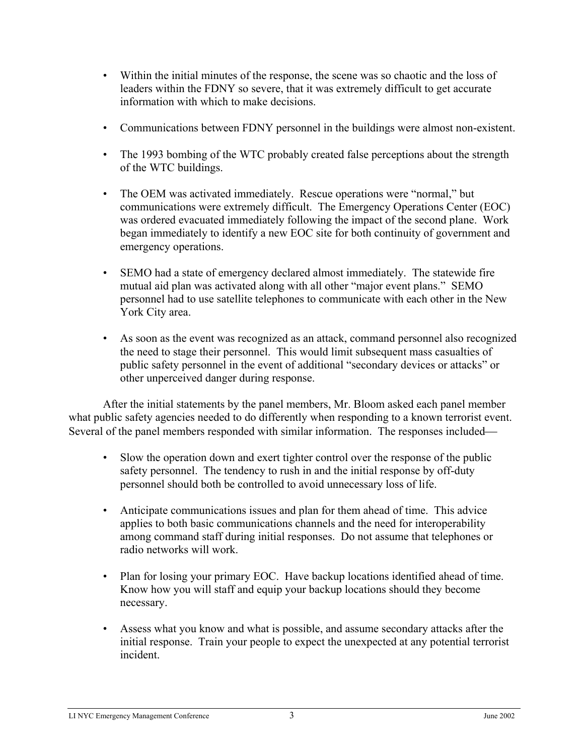- Within the initial minutes of the response, the scene was so chaotic and the loss of leaders within the FDNY so severe, that it was extremely difficult to get accurate information with which to make decisions.

- Communications between FDNY personnel in the buildings were almost non-existent.

- The 1993 bombing of the WTC probably created false perceptions about the strength of the WTC buildings.

- The OEM was activated immediately. Rescue operations were "normal," but communications were extremely difficult. The Emergency Operations Center (EOC) was ordered evacuated immediately following the impact of the second plane. Work began immediately to identify a new EOC site for both continuity of government and emergency operations.

- SEMO had a state of emergency declared almost immediately. The statewide fire mutual aid plan was activated along with all other "major event plans." SEMO personnel had to use satellite telephones to communicate with each other in the New York City area.

- As soon as the event was recognized as an attack, command personnel also recognized the need to stage their personnel. This would limit subsequent mass casualties of public safety personnel in the event of additional "secondary devices or attacks" or other unperceived danger during response.

After the initial statements by the panel members, Mr. Bloom asked each panel member what public safety agencies needed to do differently when responding to a known terrorist event. Several of the panel members responded with similar information. The responses included—

- Slow the operation down and exert tighter control over the response of the public safety personnel. The tendency to rush in and the initial response by off-duty personnel should both be controlled to avoid unnecessary loss of life.

- Anticipate communications issues and plan for them ahead of time. This advice applies to both basic communications channels and the need for interoperability among command staff during initial responses. Do not assume that telephones or radio networks will work.

- Plan for losing your primary EOC. Have backup locations identified ahead of time. Know how you will staff and equip your backup locations should they become necessary.

- Assess what you know and what is possible, and assume secondary attacks after the initial response. Train your people to expect the unexpected at any potential terrorist incident.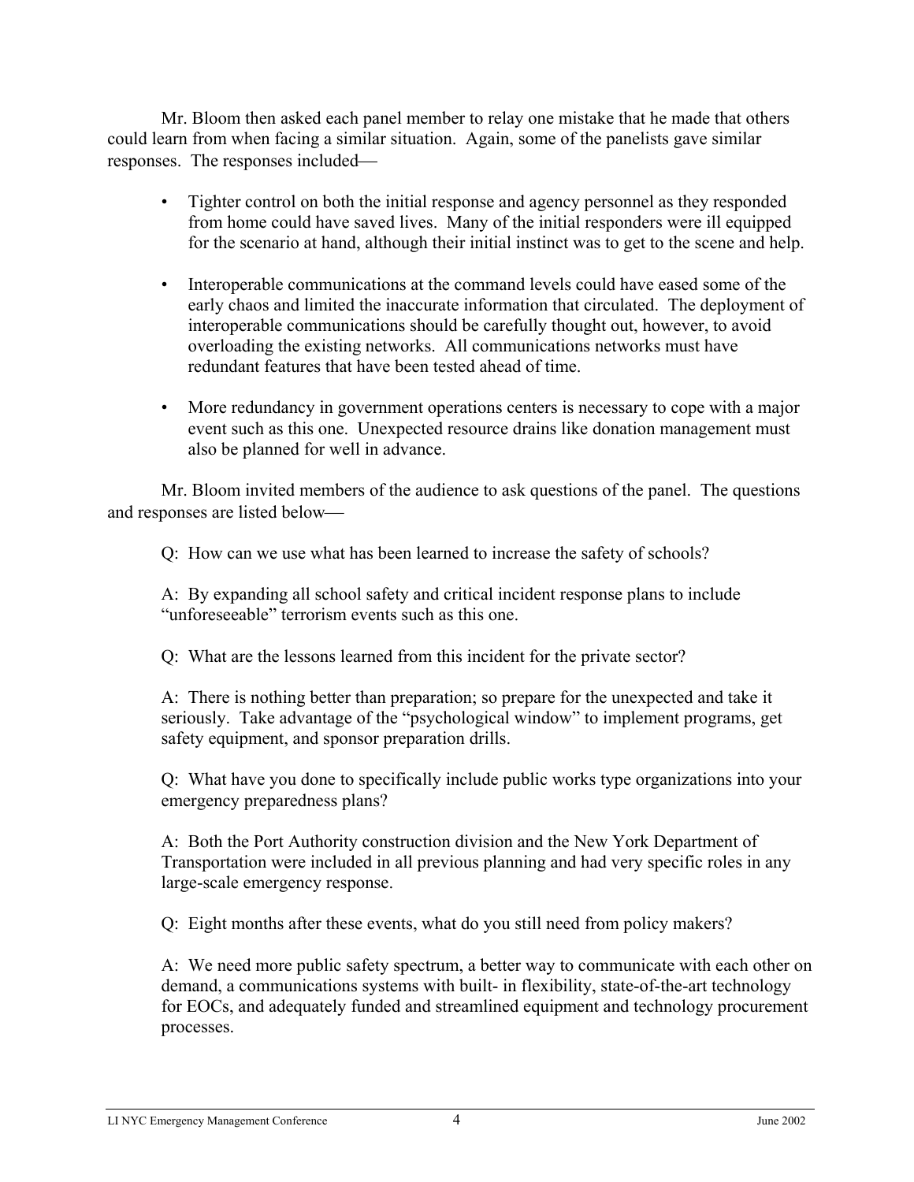Mr. Bloom then asked each panel member to relay one mistake that he made that others could learn from when facing a similar situation. Again, some of the panelists gave similar responses. The responses included—

- Tighter control on both the initial response and agency personnel as they responded from home could have saved lives. Many of the initial responders were ill equipped for the scenario at hand, although their initial instinct was to get to the scene and help.

- Interoperable communications at the command levels could have eased some of the early chaos and limited the inaccurate information that circulated. The deployment of interoperable communications should be carefully thought out, however, to avoid overloading the existing networks. All communications networks must have redundant features that have been tested ahead of time.

- More redundancy in government operations centers is necessary to cope with a major event such as this one. Unexpected resource drains like donation management must also be planned for well in advance.

Mr. Bloom invited members of the audience to ask questions of the panel. The questions and responses are listed below—

Q: How can we use what has been learned to increase the safety of schools?

A: By expanding all school safety and critical incident response plans to include "unforeseeable" terrorism events such as this one.

Q: What are the lessons learned from this incident for the private sector?

A: There is nothing better than preparation; so prepare for the unexpected and take it seriously. Take advantage of the "psychological window" to implement programs, get safety equipment, and sponsor preparation drills.

Q: What have you done to specifically include public works type organizations into your emergency preparedness plans?

A: Both the Port Authority construction division and the New York Department of Transportation were included in all previous planning and had very specific roles in any large-scale emergency response.

Q: Eight months after these events, what do you still need from policy makers?

A: We need more public safety spectrum, a better way to communicate with each other on demand, a communications systems with built- in flexibility, state-of-the-art technology for EOCs, and adequately funded and streamlined equipment and technology procurement processes.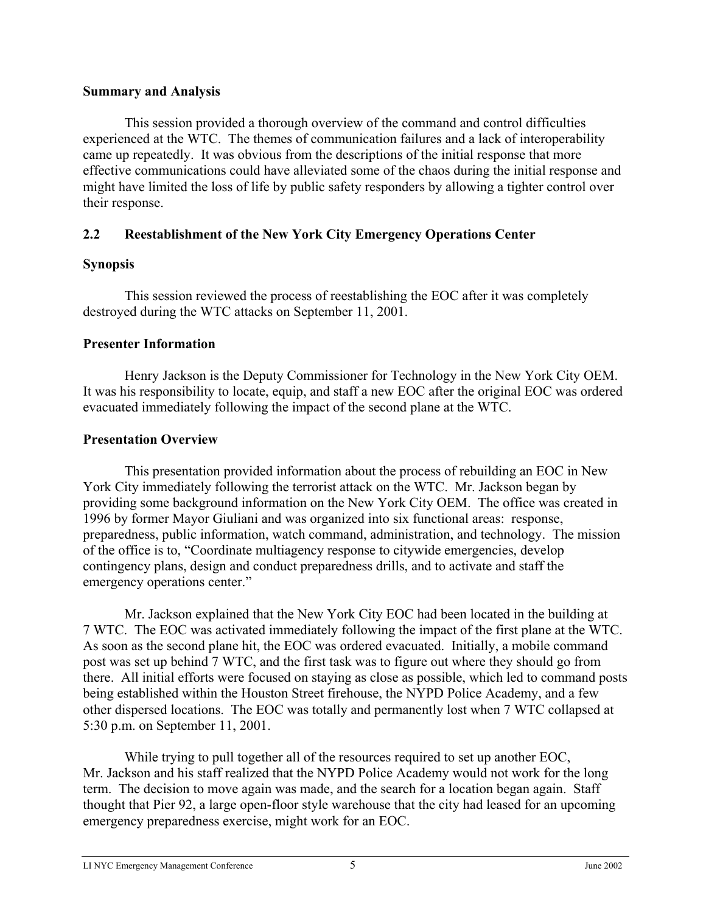**Summary and Analysis**

This session provided a thorough overview of the command and control difficulties experienced at the WTC. The themes of communication failures and a lack of interoperability came up repeatedly. It was obvious from the descriptions of the initial response that more effective communications could have alleviated some of the chaos during the initial response and might have limited the loss of life by public safety responders by allowing a tighter control over their response.

## 2.2 Reestablishment of the New York City Emergency Operations Center

**Synopsis**

This session reviewed the process of reestablishing the EOC after it was completely destroyed during the WTC attacks on September 11, 2001.

**Presenter Information**

Henry Jackson is the Deputy Commissioner for Technology in the New York City OEM. It was his responsibility to locate, equip, and staff a new EOC after the original EOC was ordered evacuated immediately following the impact of the second plane at the WTC.

**Presentation Overview**

This presentation provided information about the process of rebuilding an EOC in New York City immediately following the terrorist attack on the WTC. Mr. Jackson began by providing some background information on the New York City OEM. The office was created in 1996 by former Mayor Giuliani and was organized into six functional areas: response, preparedness, public information, watch command, administration, and technology. The mission of the office is to, "Coordinate multiagency response to citywide emergencies, develop contingency plans, design and conduct preparedness drills, and to activate and staff the emergency operations center."

Mr. Jackson explained that the New York City EOC had been located in the building at 7 WTC. The EOC was activated immediately following the impact of the first plane at the WTC. As soon as the second plane hit, the EOC was ordered evacuated. Initially, a mobile command post was set up behind 7 WTC, and the first task was to figure out where they should go from there. All initial efforts were focused on staying as close as possible, which led to command posts being established within the Houston Street firehouse, the NYPD Police Academy, and a few other dispersed locations. The EOC was totally and permanently lost when 7 WTC collapsed at 5:30 p.m. on September 11, 2001.

While trying to pull together all of the resources required to set up another EOC, Mr. Jackson and his staff realized that the NYPD Police Academy would not work for the long term. The decision to move again was made, and the search for a location began again. Staff thought that Pier 92, a large open-floor style warehouse that the city had leased for an upcoming emergency preparedness exercise, might work for an EOC.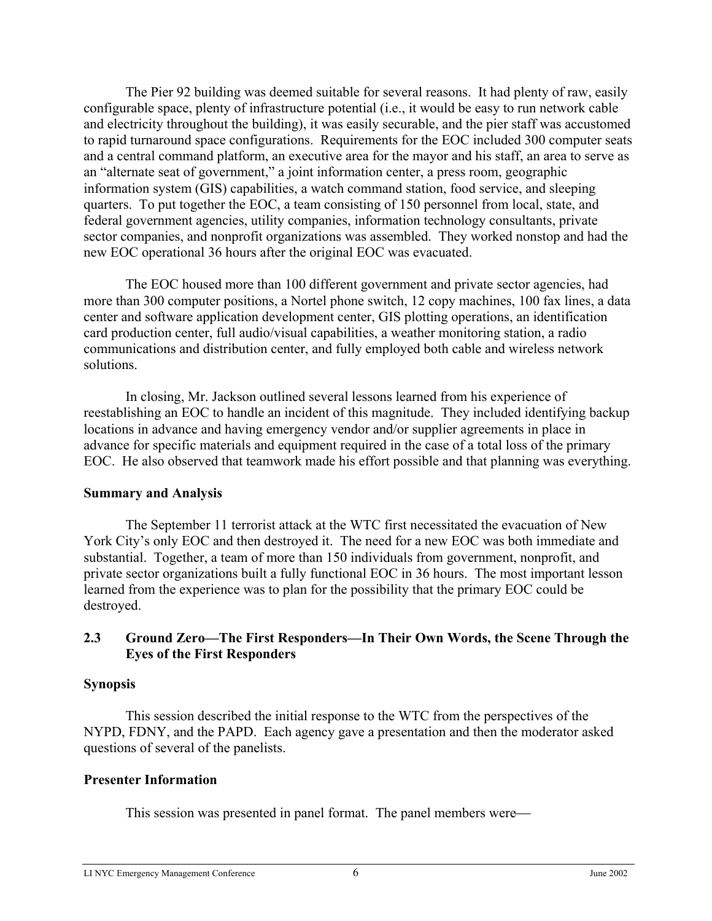The Pier 92 building was deemed suitable for several reasons. It had plenty of raw, easily configurable space, plenty of infrastructure potential (i.e., it would be easy to run network cable and electricity throughout the building), it was easily securable, and the pier staff was accustomed to rapid turnaround space configurations. Requirements for the EOC included 300 computer seats and a central command platform, an executive area for the mayor and his staff, an area to serve as an "alternate seat of government," a joint information center, a press room, geographic information system (GIS) capabilities, a watch command station, food service, and sleeping quarters. To put together the EOC, a team consisting of 150 personnel from local, state, and federal government agencies, utility companies, information technology consultants, private sector companies, and nonprofit organizations was assembled. They worked nonstop and had the new EOC operational 36 hours after the original EOC was evacuated.

The EOC housed more than 100 different government and private sector agencies, had more than 300 computer positions, a Nortel phone switch, 12 copy machines, 100 fax lines, a data center and software application development center, GIS plotting operations, an identification card production center, full audio/visual capabilities, a weather monitoring station, a radio communications and distribution center, and fully employed both cable and wireless network solutions.

In closing, Mr. Jackson outlined several lessons learned from his experience of reestablishing an EOC to handle an incident of this magnitude. They included identifying backup locations in advance and having emergency vendor and/or supplier agreements in place in advance for specific materials and equipment required in the case of a total loss of the primary EOC. He also observed that teamwork made his effort possible and that planning was everything.

**Summary and Analysis**

The September 11 terrorist attack at the WTC first necessitated the evacuation of New York City's only EOC and then destroyed it. The need for a new EOC was both immediate and substantial. Together, a team of more than 150 individuals from government, nonprofit, and private sector organizations built a fully functional EOC in 36 hours. The most important lesson learned from the experience was to plan for the possibility that the primary EOC could be destroyed.

## 2.3 Ground Zero—The First Responders—In Their Own Words, the Scene Through the Eyes of the First Responders

**Synopsis**

This session described the initial response to the WTC from the perspectives of the NYPD, FDNY, and the PAPD. Each agency gave a presentation and then the moderator asked questions of several of the panelists.

**Presenter Information**

This session was presented in panel format. The panel members were—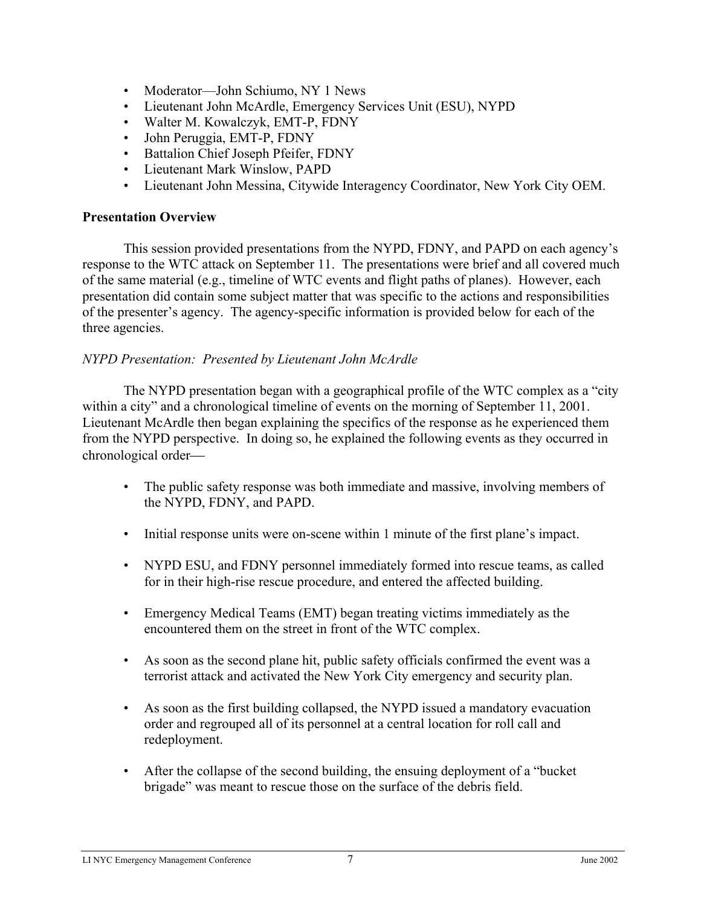- Moderator—John Schiumo, NY 1 News
- Lieutenant John McArdle, Emergency Services Unit (ESU), NYPD
- Walter M. Kowalczyk, EMT-P, FDNY
- John Peruggia, EMT-P, FDNY
- Battalion Chief Joseph Pfeifer, FDNY
- Lieutenant Mark Winslow, PAPD
- Lieutenant John Messina, Citywide Interagency Coordinator, New York City OEM.

**Presentation Overview**

This session provided presentations from the NYPD, FDNY, and PAPD on each agency's response to the WTC attack on September 11. The presentations were brief and all covered much of the same material (e.g., timeline of WTC events and flight paths of planes). However, each presentation did contain some subject matter that was specific to the actions and responsibilities of the presenter's agency. The agency-specific information is provided below for each of the three agencies.

*NYPD Presentation: Presented by Lieutenant John McArdle*

The NYPD presentation began with a geographical profile of the WTC complex as a "city within a city" and a chronological timeline of events on the morning of September 11, 2001. Lieutenant McArdle then began explaining the specifics of the response as he experienced them from the NYPD perspective. In doing so, he explained the following events as they occurred in chronological order—

- The public safety response was both immediate and massive, involving members of the NYPD, FDNY, and PAPD.

- Initial response units were on-scene within 1 minute of the first plane's impact.

- NYPD ESU, and FDNY personnel immediately formed into rescue teams, as called for in their high-rise rescue procedure, and entered the affected building.

- Emergency Medical Teams (EMT) began treating victims immediately as the encountered them on the street in front of the WTC complex.

- As soon as the second plane hit, public safety officials confirmed the event was a terrorist attack and activated the New York City emergency and security plan.

- As soon as the first building collapsed, the NYPD issued a mandatory evacuation order and regrouped all of its personnel at a central location for roll call and redeployment.

- After the collapse of the second building, the ensuing deployment of a "bucket brigade" was meant to rescue those on the surface of the debris field.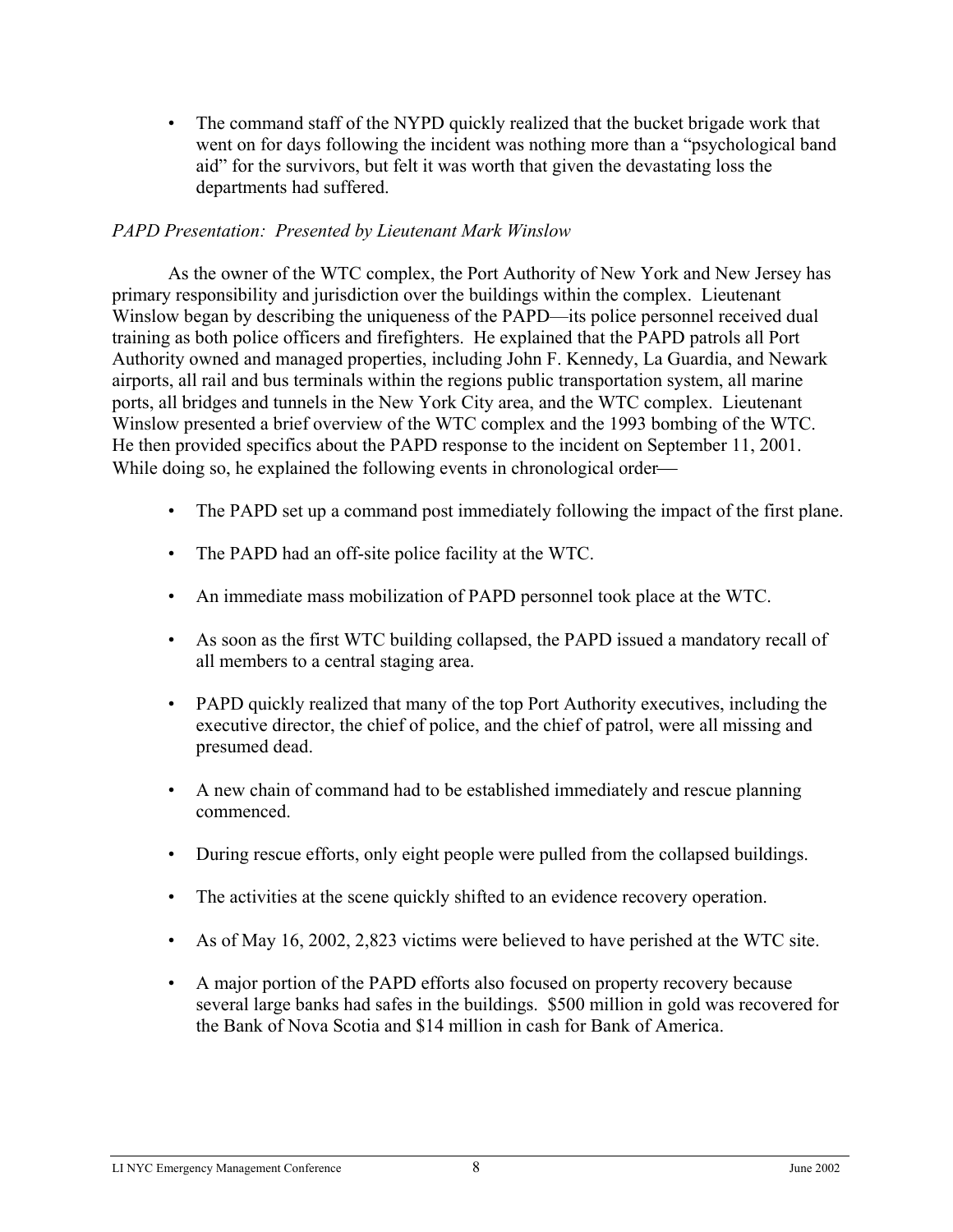- The command staff of the NYPD quickly realized that the bucket brigade work that went on for days following the incident was nothing more than a "psychological band aid" for the survivors, but felt it was worth that given the devastating loss the departments had suffered.

*PAPD Presentation: Presented by Lieutenant Mark Winslow*

As the owner of the WTC complex, the Port Authority of New York and New Jersey has primary responsibility and jurisdiction over the buildings within the complex. Lieutenant Winslow began by describing the uniqueness of the PAPD—its police personnel received dual training as both police officers and firefighters. He explained that the PAPD patrols all Port Authority owned and managed properties, including John F. Kennedy, La Guardia, and Newark airports, all rail and bus terminals within the regions public transportation system, all marine ports, all bridges and tunnels in the New York City area, and the WTC complex. Lieutenant Winslow presented a brief overview of the WTC complex and the 1993 bombing of the WTC. He then provided specifics about the PAPD response to the incident on September 11, 2001. While doing so, he explained the following events in chronological order—

- The PAPD set up a command post immediately following the impact of the first plane.
- The PAPD had an off-site police facility at the WTC.
- An immediate mass mobilization of PAPD personnel took place at the WTC.
- As soon as the first WTC building collapsed, the PAPD issued a mandatory recall of all members to a central staging area.
- PAPD quickly realized that many of the top Port Authority executives, including the executive director, the chief of police, and the chief of patrol, were all missing and presumed dead.
- A new chain of command had to be established immediately and rescue planning commenced.
- During rescue efforts, only eight people were pulled from the collapsed buildings.
- The activities at the scene quickly shifted to an evidence recovery operation.
- As of May 16, 2002, 2,823 victims were believed to have perished at the WTC site.
- A major portion of the PAPD efforts also focused on property recovery because several large banks had safes in the buildings. $500 million in gold was recovered for the Bank of Nova Scotia and $14 million in cash for Bank of America.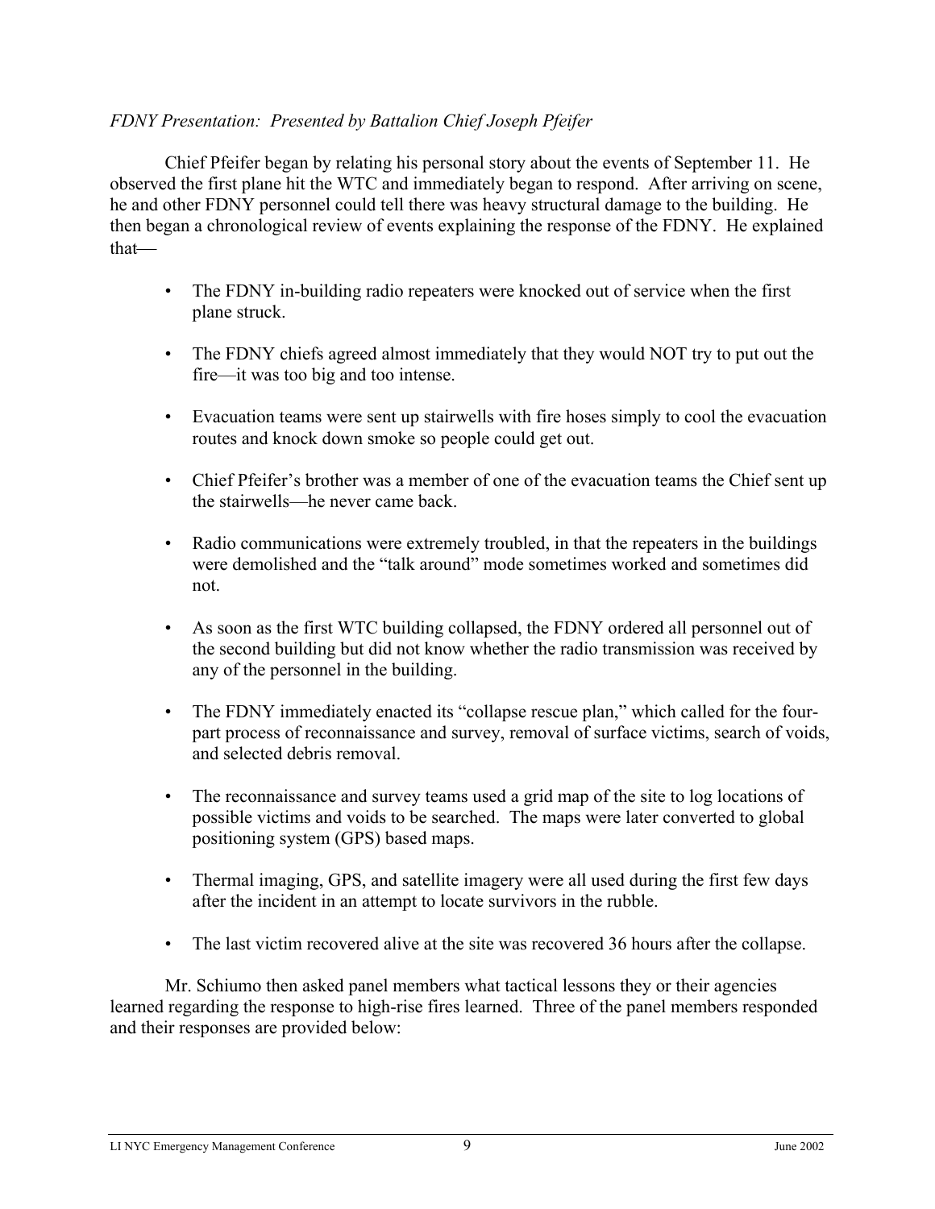*FDNY Presentation: Presented by Battalion Chief Joseph Pfeifer*

Chief Pfeifer began by relating his personal story about the events of September 11. He observed the first plane hit the WTC and immediately began to respond. After arriving on scene, he and other FDNY personnel could tell there was heavy structural damage to the building. He then began a chronological review of events explaining the response of the FDNY. He explained that—

- The FDNY in-building radio repeaters were knocked out of service when the first plane struck.
- The FDNY chiefs agreed almost immediately that they would NOT try to put out the fire—it was too big and too intense.
- Evacuation teams were sent up stairwells with fire hoses simply to cool the evacuation routes and knock down smoke so people could get out.
- Chief Pfeifer's brother was a member of one of the evacuation teams the Chief sent up the stairwells—he never came back.
- Radio communications were extremely troubled, in that the repeaters in the buildings were demolished and the "talk around" mode sometimes worked and sometimes did not.
- As soon as the first WTC building collapsed, the FDNY ordered all personnel out of the second building but did not know whether the radio transmission was received by any of the personnel in the building.
- The FDNY immediately enacted its "collapse rescue plan," which called for the four-part process of reconnaissance and survey, removal of surface victims, search of voids, and selected debris removal.
- The reconnaissance and survey teams used a grid map of the site to log locations of possible victims and voids to be searched. The maps were later converted to global positioning system (GPS) based maps.
- Thermal imaging, GPS, and satellite imagery were all used during the first few days after the incident in an attempt to locate survivors in the rubble.
- The last victim recovered alive at the site was recovered 36 hours after the collapse.

Mr. Schiumo then asked panel members what tactical lessons they or their agencies learned regarding the response to high-rise fires learned. Three of the panel members responded and their responses are provided below: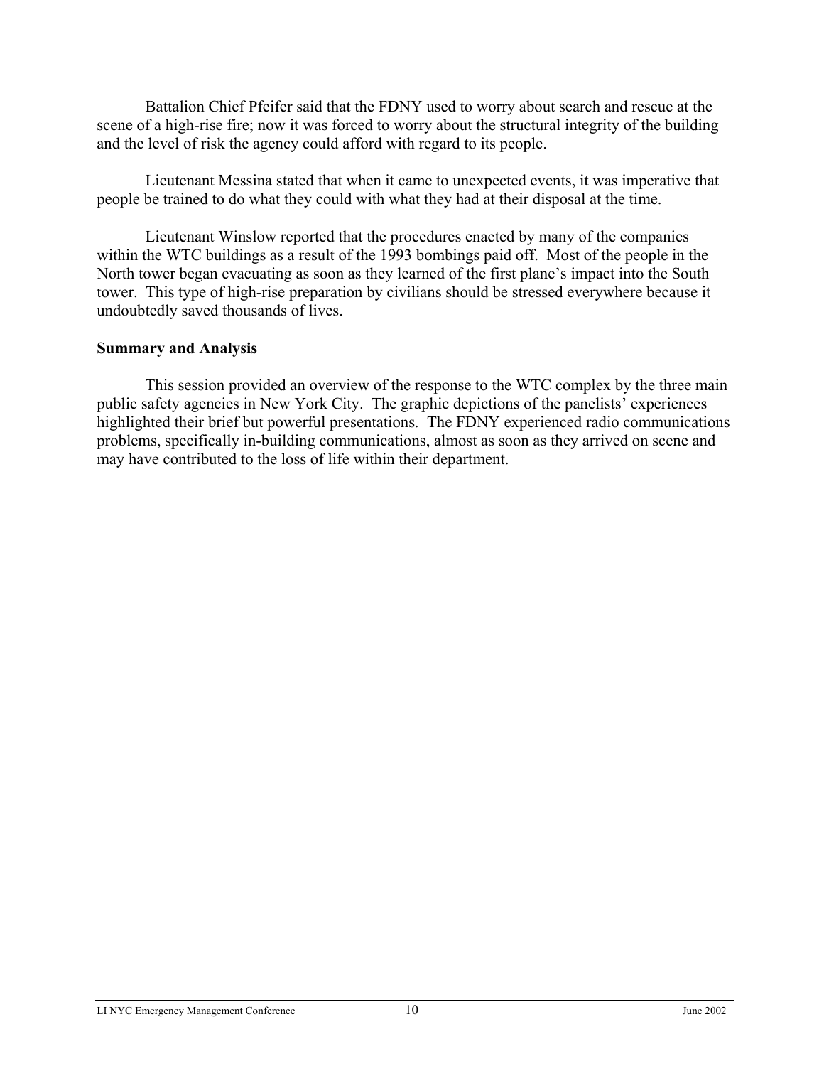Battalion Chief Pfeifer said that the FDNY used to worry about search and rescue at the scene of a high-rise fire; now it was forced to worry about the structural integrity of the building and the level of risk the agency could afford with regard to its people.

Lieutenant Messina stated that when it came to unexpected events, it was imperative that people be trained to do what they could with what they had at their disposal at the time.

Lieutenant Winslow reported that the procedures enacted by many of the companies within the WTC buildings as a result of the 1993 bombings paid off. Most of the people in the North tower began evacuating as soon as they learned of the first plane's impact into the South tower. This type of high-rise preparation by civilians should be stressed everywhere because it undoubtedly saved thousands of lives.

**Summary and Analysis**

This session provided an overview of the response to the WTC complex by the three main public safety agencies in New York City. The graphic depictions of the panelists' experiences highlighted their brief but powerful presentations. The FDNY experienced radio communications problems, specifically in-building communications, almost as soon as they arrived on scene and may have contributed to the loss of life within their department.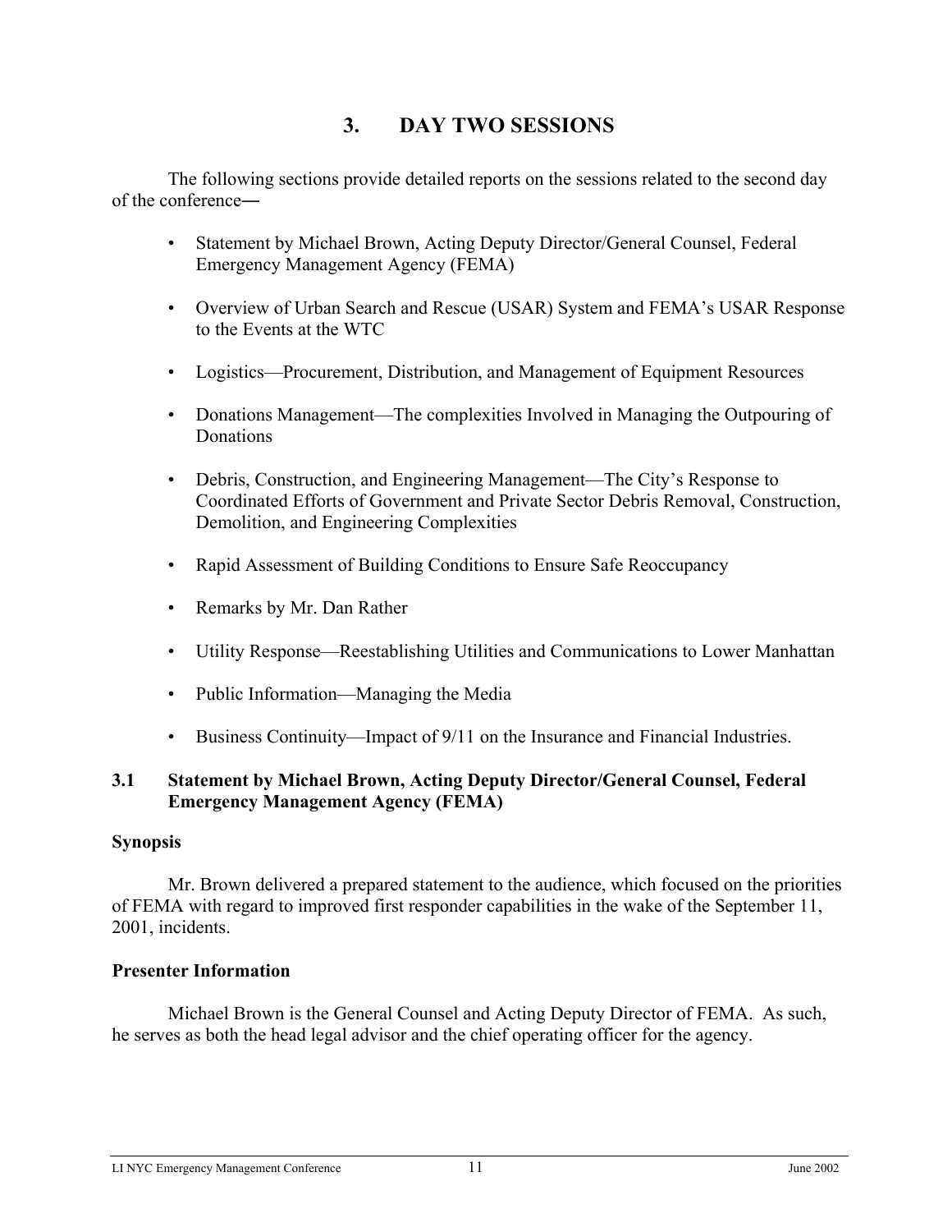# 3. DAY TWO SESSIONS

The following sections provide detailed reports on the sessions related to the second day of the conference―

- Statement by Michael Brown, Acting Deputy Director/General Counsel, Federal Emergency Management Agency (FEMA)
- Overview of Urban Search and Rescue (USAR) System and FEMA's USAR Response to the Events at the WTC
- Logistics—Procurement, Distribution, and Management of Equipment Resources
- Donations Management—The complexities Involved in Managing the Outpouring of Donations
- Debris, Construction, and Engineering Management—The City's Response to Coordinated Efforts of Government and Private Sector Debris Removal, Construction, Demolition, and Engineering Complexities
- Rapid Assessment of Building Conditions to Ensure Safe Reoccupancy
- Remarks by Mr. Dan Rather
- Utility Response—Reestablishing Utilities and Communications to Lower Manhattan
- Public Information—Managing the Media
- Business Continuity—Impact of 9/11 on the Insurance and Financial Industries.

## 3.1 Statement by Michael Brown, Acting Deputy Director/General Counsel, Federal Emergency Management Agency (FEMA)

### Synopsis

Mr. Brown delivered a prepared statement to the audience, which focused on the priorities of FEMA with regard to improved first responder capabilities in the wake of the September 11, 2001, incidents.

### Presenter Information

Michael Brown is the General Counsel and Acting Deputy Director of FEMA. As such, he serves as both the head legal advisor and the chief operating officer for the agency.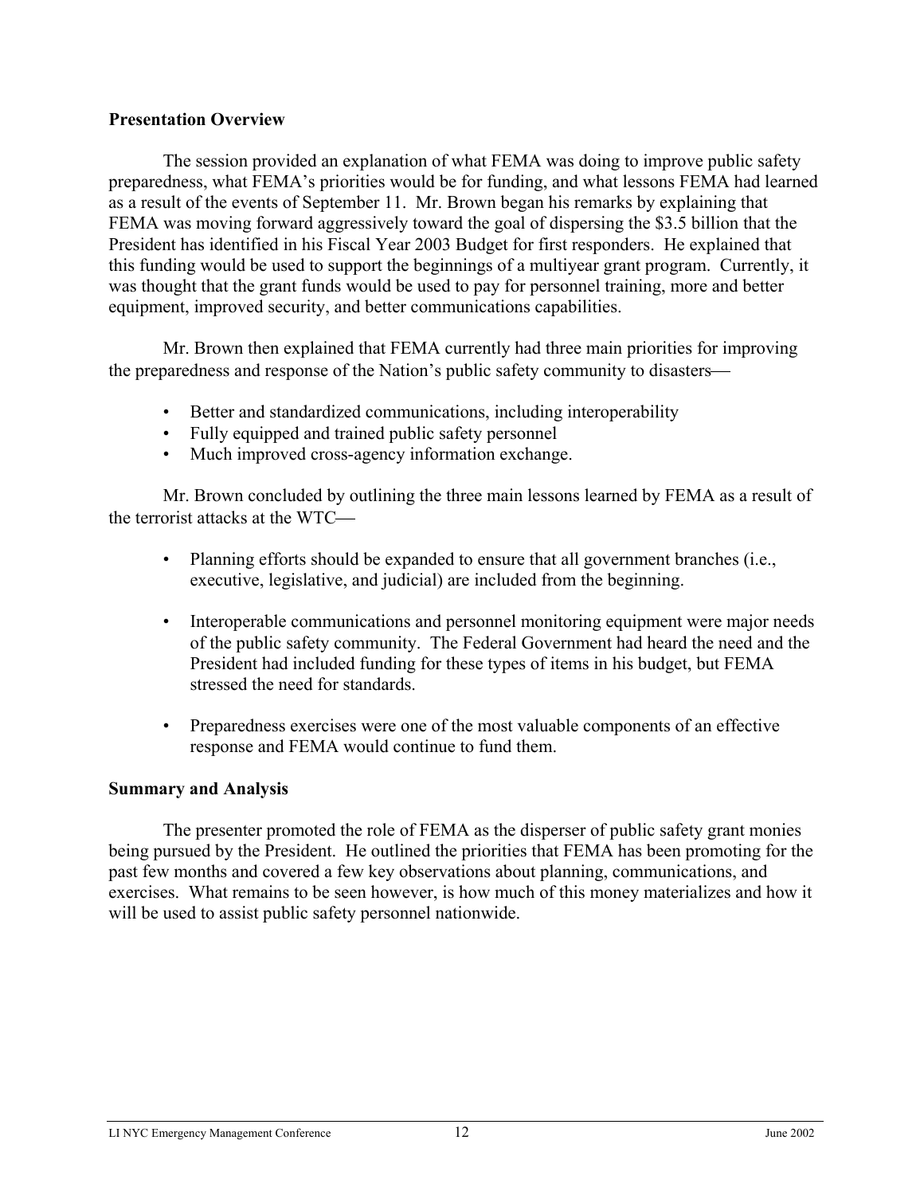## Presentation Overview

The session provided an explanation of what FEMA was doing to improve public safety preparedness, what FEMA's priorities would be for funding, and what lessons FEMA had learned as a result of the events of September 11. Mr. Brown began his remarks by explaining that FEMA was moving forward aggressively toward the goal of dispersing the $3.5 billion that the President has identified in his Fiscal Year 2003 Budget for first responders. He explained that this funding would be used to support the beginnings of a multiyear grant program. Currently, it was thought that the grant funds would be used to pay for personnel training, more and better equipment, improved security, and better communications capabilities.

Mr. Brown then explained that FEMA currently had three main priorities for improving the preparedness and response of the Nation's public safety community to disasters—

- Better and standardized communications, including interoperability
- Fully equipped and trained public safety personnel
- Much improved cross-agency information exchange.

Mr. Brown concluded by outlining the three main lessons learned by FEMA as a result of the terrorist attacks at the WTC—

- Planning efforts should be expanded to ensure that all government branches (i.e., executive, legislative, and judicial) are included from the beginning.

- Interoperable communications and personnel monitoring equipment were major needs of the public safety community. The Federal Government had heard the need and the President had included funding for these types of items in his budget, but FEMA stressed the need for standards.

- Preparedness exercises were one of the most valuable components of an effective response and FEMA would continue to fund them.

## Summary and Analysis

The presenter promoted the role of FEMA as the disperser of public safety grant monies being pursued by the President. He outlined the priorities that FEMA has been promoting for the past few months and covered a few key observations about planning, communications, and exercises. What remains to be seen however, is how much of this money materializes and how it will be used to assist public safety personnel nationwide.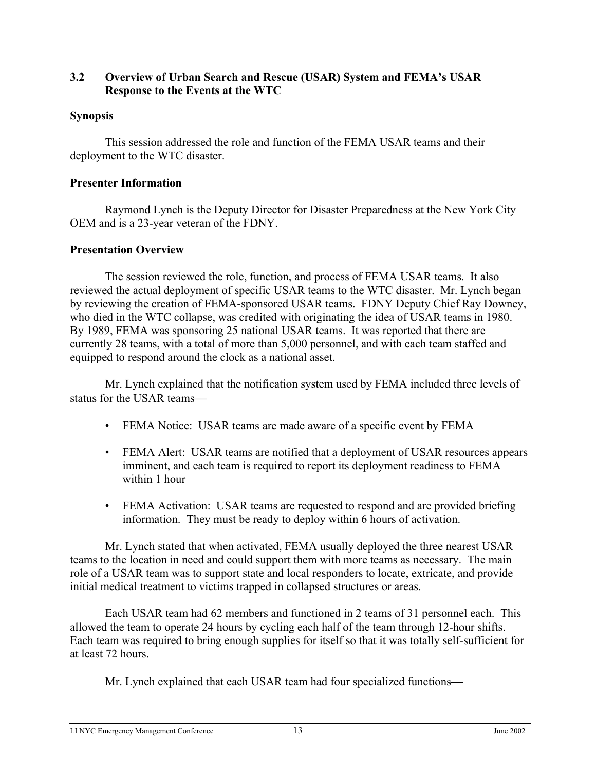### 3.2 Overview of Urban Search and Rescue (USAR) System and FEMA's USAR Response to the Events at the WTC

**Synopsis**

This session addressed the role and function of the FEMA USAR teams and their deployment to the WTC disaster.

**Presenter Information**

Raymond Lynch is the Deputy Director for Disaster Preparedness at the New York City OEM and is a 23-year veteran of the FDNY.

**Presentation Overview**

The session reviewed the role, function, and process of FEMA USAR teams. It also reviewed the actual deployment of specific USAR teams to the WTC disaster. Mr. Lynch began by reviewing the creation of FEMA-sponsored USAR teams. FDNY Deputy Chief Ray Downey, who died in the WTC collapse, was credited with originating the idea of USAR teams in 1980. By 1989, FEMA was sponsoring 25 national USAR teams. It was reported that there are currently 28 teams, with a total of more than 5,000 personnel, and with each team staffed and equipped to respond around the clock as a national asset.

Mr. Lynch explained that the notification system used by FEMA included three levels of status for the USAR teams—

- FEMA Notice: USAR teams are made aware of a specific event by FEMA
- FEMA Alert: USAR teams are notified that a deployment of USAR resources appears imminent, and each team is required to report its deployment readiness to FEMA within 1 hour
- FEMA Activation: USAR teams are requested to respond and are provided briefing information. They must be ready to deploy within 6 hours of activation.

Mr. Lynch stated that when activated, FEMA usually deployed the three nearest USAR teams to the location in need and could support them with more teams as necessary. The main role of a USAR team was to support state and local responders to locate, extricate, and provide initial medical treatment to victims trapped in collapsed structures or areas.

Each USAR team had 62 members and functioned in 2 teams of 31 personnel each. This allowed the team to operate 24 hours by cycling each half of the team through 12-hour shifts. Each team was required to bring enough supplies for itself so that it was totally self-sufficient for at least 72 hours.

Mr. Lynch explained that each USAR team had four specialized functions—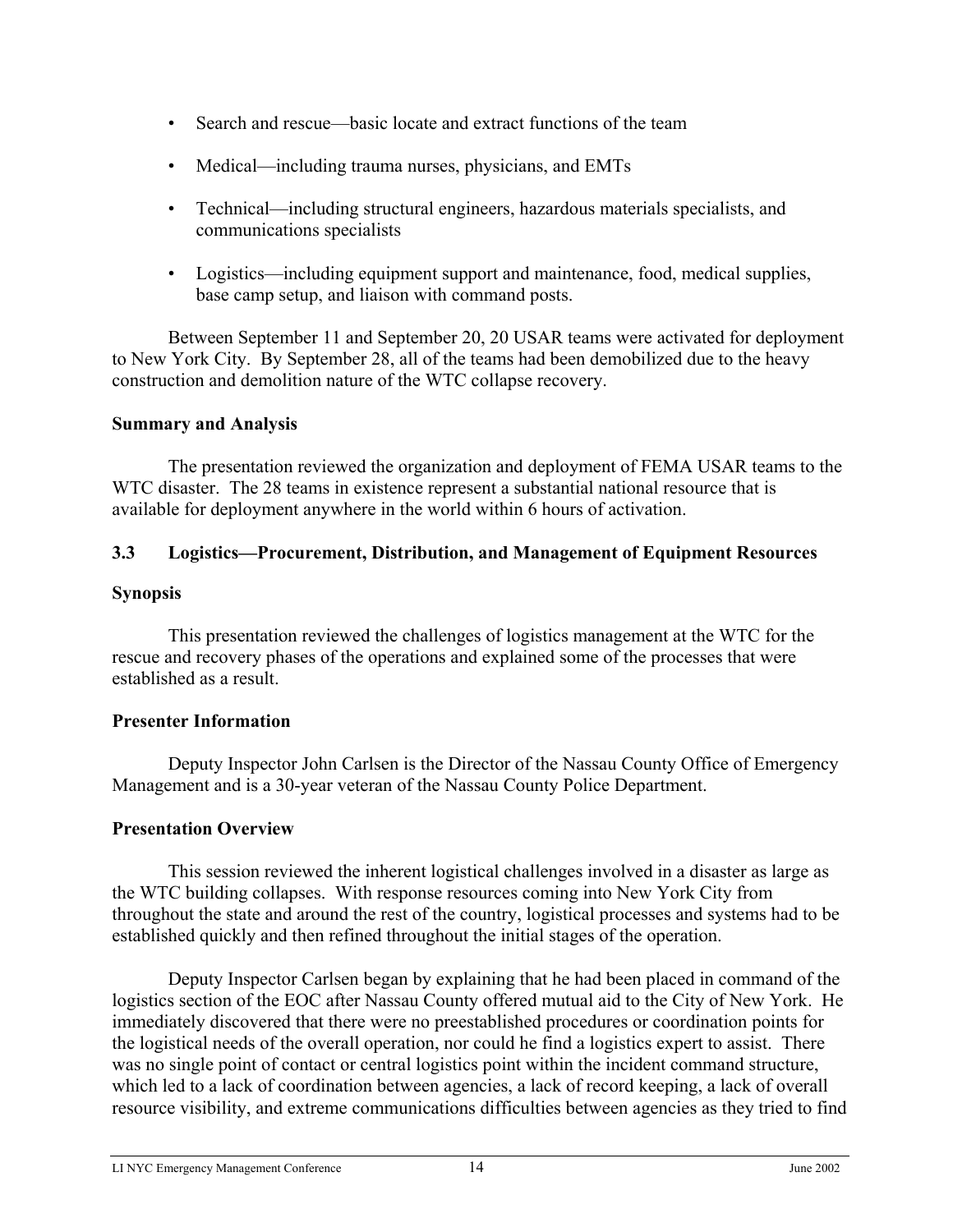- Search and rescue—basic locate and extract functions of the team
- Medical—including trauma nurses, physicians, and EMTs
- Technical—including structural engineers, hazardous materials specialists, and communications specialists
- Logistics—including equipment support and maintenance, food, medical supplies, base camp setup, and liaison with command posts.

Between September 11 and September 20, 20 USAR teams were activated for deployment to New York City. By September 28, all of the teams had been demobilized due to the heavy construction and demolition nature of the WTC collapse recovery.

**Summary and Analysis**

The presentation reviewed the organization and deployment of FEMA USAR teams to the WTC disaster. The 28 teams in existence represent a substantial national resource that is available for deployment anywhere in the world within 6 hours of activation.

### 3.3 Logistics—Procurement, Distribution, and Management of Equipment Resources

**Synopsis**

This presentation reviewed the challenges of logistics management at the WTC for the rescue and recovery phases of the operations and explained some of the processes that were established as a result.

**Presenter Information**

Deputy Inspector John Carlsen is the Director of the Nassau County Office of Emergency Management and is a 30-year veteran of the Nassau County Police Department.

**Presentation Overview**

This session reviewed the inherent logistical challenges involved in a disaster as large as the WTC building collapses. With response resources coming into New York City from throughout the state and around the rest of the country, logistical processes and systems had to be established quickly and then refined throughout the initial stages of the operation.

Deputy Inspector Carlsen began by explaining that he had been placed in command of the logistics section of the EOC after Nassau County offered mutual aid to the City of New York. He immediately discovered that there were no preestablished procedures or coordination points for the logistical needs of the overall operation, nor could he find a logistics expert to assist. There was no single point of contact or central logistics point within the incident command structure, which led to a lack of coordination between agencies, a lack of record keeping, a lack of overall resource visibility, and extreme communications difficulties between agencies as they tried to find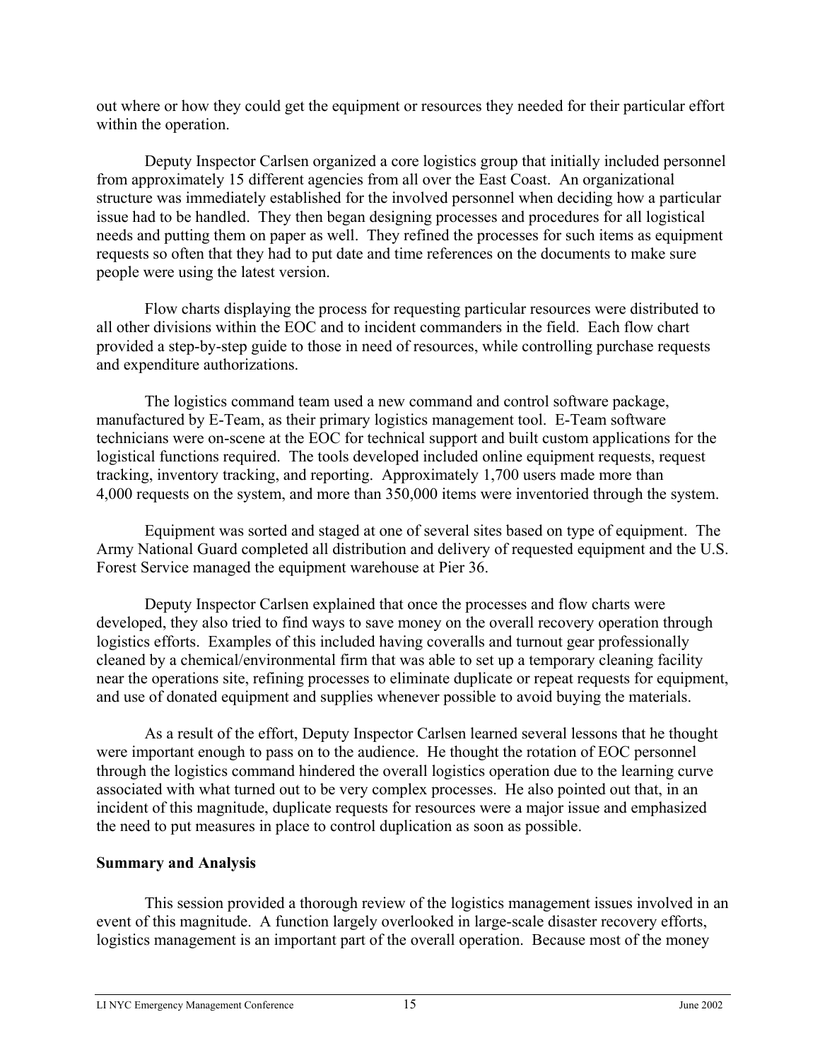out where or how they could get the equipment or resources they needed for their particular effort within the operation.

Deputy Inspector Carlsen organized a core logistics group that initially included personnel from approximately 15 different agencies from all over the East Coast. An organizational structure was immediately established for the involved personnel when deciding how a particular issue had to be handled. They then began designing processes and procedures for all logistical needs and putting them on paper as well. They refined the processes for such items as equipment requests so often that they had to put date and time references on the documents to make sure people were using the latest version.

Flow charts displaying the process for requesting particular resources were distributed to all other divisions within the EOC and to incident commanders in the field. Each flow chart provided a step-by-step guide to those in need of resources, while controlling purchase requests and expenditure authorizations.

The logistics command team used a new command and control software package, manufactured by E-Team, as their primary logistics management tool. E-Team software technicians were on-scene at the EOC for technical support and built custom applications for the logistical functions required. The tools developed included online equipment requests, request tracking, inventory tracking, and reporting. Approximately 1,700 users made more than 4,000 requests on the system, and more than 350,000 items were inventoried through the system.

Equipment was sorted and staged at one of several sites based on type of equipment. The Army National Guard completed all distribution and delivery of requested equipment and the U.S. Forest Service managed the equipment warehouse at Pier 36.

Deputy Inspector Carlsen explained that once the processes and flow charts were developed, they also tried to find ways to save money on the overall recovery operation through logistics efforts. Examples of this included having coveralls and turnout gear professionally cleaned by a chemical/environmental firm that was able to set up a temporary cleaning facility near the operations site, refining processes to eliminate duplicate or repeat requests for equipment, and use of donated equipment and supplies whenever possible to avoid buying the materials.

As a result of the effort, Deputy Inspector Carlsen learned several lessons that he thought were important enough to pass on to the audience. He thought the rotation of EOC personnel through the logistics command hindered the overall logistics operation due to the learning curve associated with what turned out to be very complex processes. He also pointed out that, in an incident of this magnitude, duplicate requests for resources were a major issue and emphasized the need to put measures in place to control duplication as soon as possible.

### Summary and Analysis

This session provided a thorough review of the logistics management issues involved in an event of this magnitude. A function largely overlooked in large-scale disaster recovery efforts, logistics management is an important part of the overall operation. Because most of the money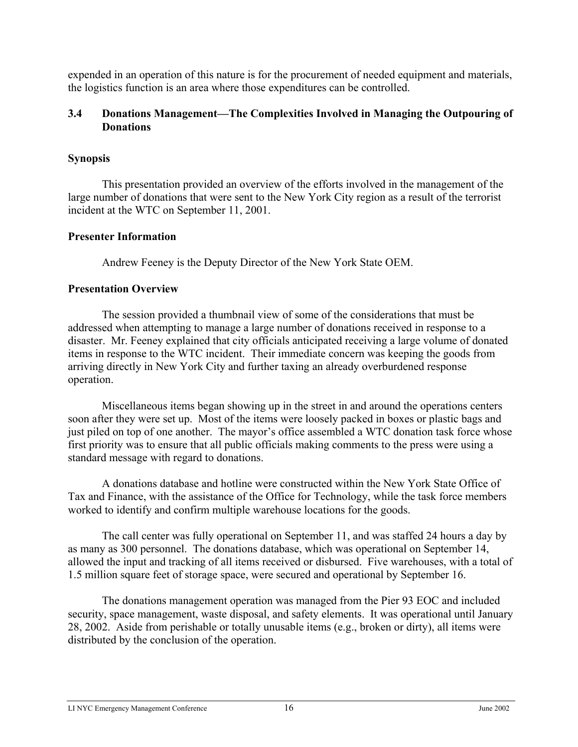expended in an operation of this nature is for the procurement of needed equipment and materials, the logistics function is an area where those expenditures can be controlled.

### 3.4 Donations Management—The Complexities Involved in Managing the Outpouring of Donations

**Synopsis**

This presentation provided an overview of the efforts involved in the management of the large number of donations that were sent to the New York City region as a result of the terrorist incident at the WTC on September 11, 2001.

**Presenter Information**

Andrew Feeney is the Deputy Director of the New York State OEM.

**Presentation Overview**

The session provided a thumbnail view of some of the considerations that must be addressed when attempting to manage a large number of donations received in response to a disaster. Mr. Feeney explained that city officials anticipated receiving a large volume of donated items in response to the WTC incident. Their immediate concern was keeping the goods from arriving directly in New York City and further taxing an already overburdened response operation.

Miscellaneous items began showing up in the street in and around the operations centers soon after they were set up. Most of the items were loosely packed in boxes or plastic bags and just piled on top of one another. The mayor's office assembled a WTC donation task force whose first priority was to ensure that all public officials making comments to the press were using a standard message with regard to donations.

A donations database and hotline were constructed within the New York State Office of Tax and Finance, with the assistance of the Office for Technology, while the task force members worked to identify and confirm multiple warehouse locations for the goods.

The call center was fully operational on September 11, and was staffed 24 hours a day by as many as 300 personnel. The donations database, which was operational on September 14, allowed the input and tracking of all items received or disbursed. Five warehouses, with a total of 1.5 million square feet of storage space, were secured and operational by September 16.

The donations management operation was managed from the Pier 93 EOC and included security, space management, waste disposal, and safety elements. It was operational until January 28, 2002. Aside from perishable or totally unusable items (e.g., broken or dirty), all items were distributed by the conclusion of the operation.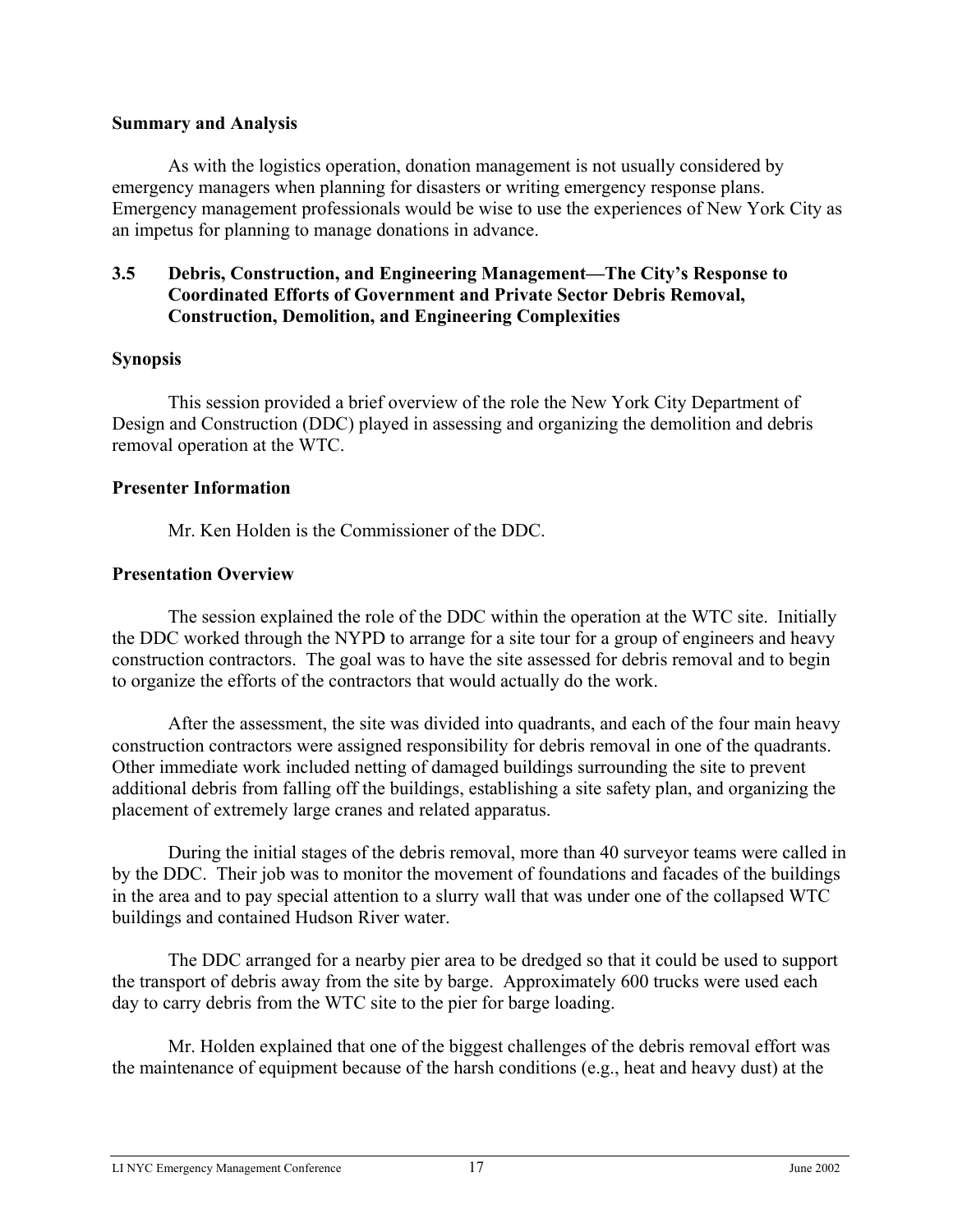**Summary and Analysis**

As with the logistics operation, donation management is not usually considered by emergency managers when planning for disasters or writing emergency response plans. Emergency management professionals would be wise to use the experiences of New York City as an impetus for planning to manage donations in advance.

### 3.5 Debris, Construction, and Engineering Management—The City's Response to Coordinated Efforts of Government and Private Sector Debris Removal, Construction, Demolition, and Engineering Complexities

**Synopsis**

This session provided a brief overview of the role the New York City Department of Design and Construction (DDC) played in assessing and organizing the demolition and debris removal operation at the WTC.

**Presenter Information**

Mr. Ken Holden is the Commissioner of the DDC.

**Presentation Overview**

The session explained the role of the DDC within the operation at the WTC site. Initially the DDC worked through the NYPD to arrange for a site tour for a group of engineers and heavy construction contractors. The goal was to have the site assessed for debris removal and to begin to organize the efforts of the contractors that would actually do the work.

After the assessment, the site was divided into quadrants, and each of the four main heavy construction contractors were assigned responsibility for debris removal in one of the quadrants. Other immediate work included netting of damaged buildings surrounding the site to prevent additional debris from falling off the buildings, establishing a site safety plan, and organizing the placement of extremely large cranes and related apparatus.

During the initial stages of the debris removal, more than 40 surveyor teams were called in by the DDC. Their job was to monitor the movement of foundations and facades of the buildings in the area and to pay special attention to a slurry wall that was under one of the collapsed WTC buildings and contained Hudson River water.

The DDC arranged for a nearby pier area to be dredged so that it could be used to support the transport of debris away from the site by barge. Approximately 600 trucks were used each day to carry debris from the WTC site to the pier for barge loading.

Mr. Holden explained that one of the biggest challenges of the debris removal effort was the maintenance of equipment because of the harsh conditions (e.g., heat and heavy dust) at the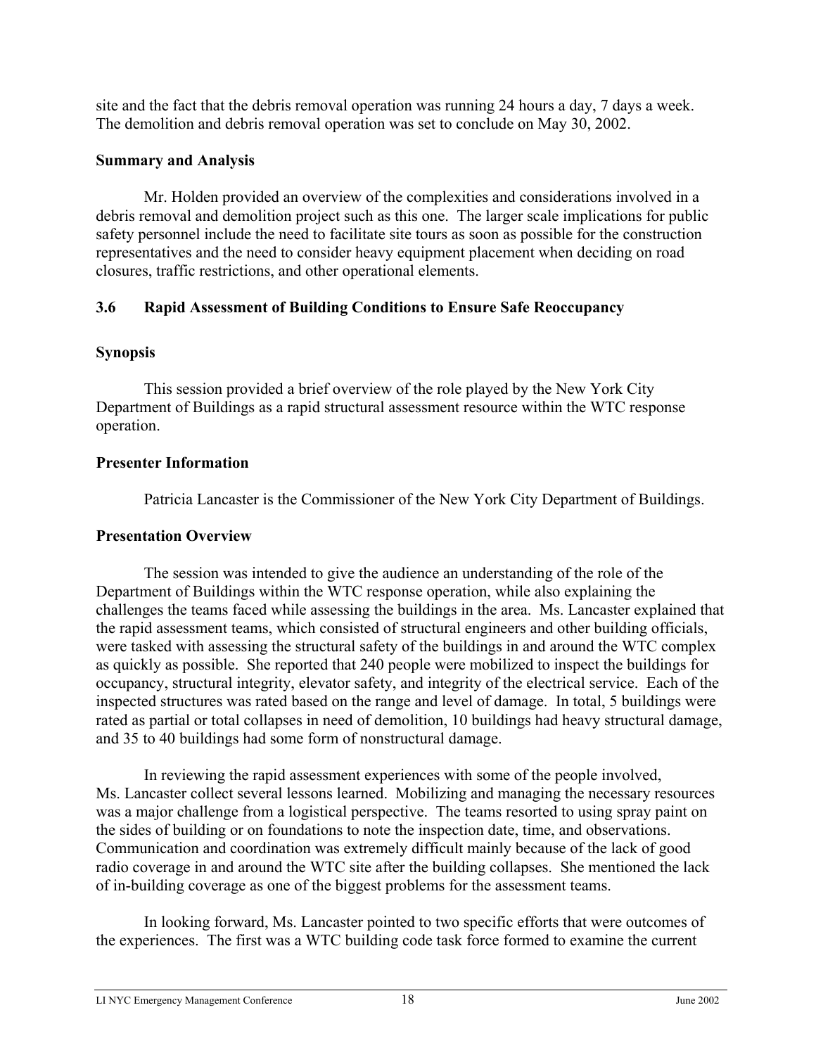site and the fact that the debris removal operation was running 24 hours a day, 7 days a week. The demolition and debris removal operation was set to conclude on May 30, 2002.

**Summary and Analysis**

Mr. Holden provided an overview of the complexities and considerations involved in a debris removal and demolition project such as this one. The larger scale implications for public safety personnel include the need to facilitate site tours as soon as possible for the construction representatives and the need to consider heavy equipment placement when deciding on road closures, traffic restrictions, and other operational elements.

## 3.6 Rapid Assessment of Building Conditions to Ensure Safe Reoccupancy

**Synopsis**

This session provided a brief overview of the role played by the New York City Department of Buildings as a rapid structural assessment resource within the WTC response operation.

**Presenter Information**

Patricia Lancaster is the Commissioner of the New York City Department of Buildings.

**Presentation Overview**

The session was intended to give the audience an understanding of the role of the Department of Buildings within the WTC response operation, while also explaining the challenges the teams faced while assessing the buildings in the area. Ms. Lancaster explained that the rapid assessment teams, which consisted of structural engineers and other building officials, were tasked with assessing the structural safety of the buildings in and around the WTC complex as quickly as possible. She reported that 240 people were mobilized to inspect the buildings for occupancy, structural integrity, elevator safety, and integrity of the electrical service. Each of the inspected structures was rated based on the range and level of damage. In total, 5 buildings were rated as partial or total collapses in need of demolition, 10 buildings had heavy structural damage, and 35 to 40 buildings had some form of nonstructural damage.

In reviewing the rapid assessment experiences with some of the people involved, Ms. Lancaster collect several lessons learned. Mobilizing and managing the necessary resources was a major challenge from a logistical perspective. The teams resorted to using spray paint on the sides of building or on foundations to note the inspection date, time, and observations. Communication and coordination was extremely difficult mainly because of the lack of good radio coverage in and around the WTC site after the building collapses. She mentioned the lack of in-building coverage as one of the biggest problems for the assessment teams.

In looking forward, Ms. Lancaster pointed to two specific efforts that were outcomes of the experiences. The first was a WTC building code task force formed to examine the current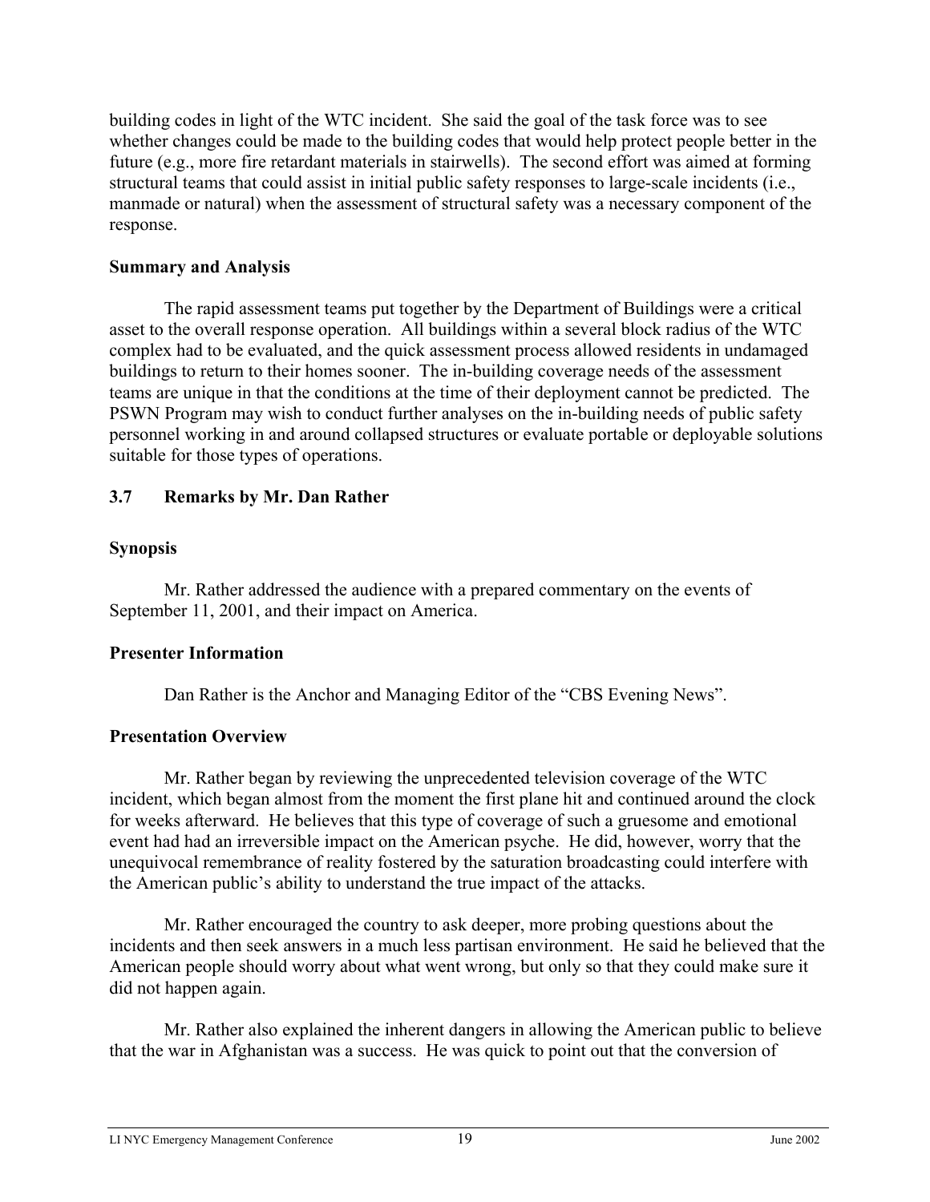building codes in light of the WTC incident. She said the goal of the task force was to see whether changes could be made to the building codes that would help protect people better in the future (e.g., more fire retardant materials in stairwells). The second effort was aimed at forming structural teams that could assist in initial public safety responses to large-scale incidents (i.e., manmade or natural) when the assessment of structural safety was a necessary component of the response.

**Summary and Analysis**

The rapid assessment teams put together by the Department of Buildings were a critical asset to the overall response operation. All buildings within a several block radius of the WTC complex had to be evaluated, and the quick assessment process allowed residents in undamaged buildings to return to their homes sooner. The in-building coverage needs of the assessment teams are unique in that the conditions at the time of their deployment cannot be predicted. The PSWN Program may wish to conduct further analyses on the in-building needs of public safety personnel working in and around collapsed structures or evaluate portable or deployable solutions suitable for those types of operations.

### 3.7 Remarks by Mr. Dan Rather

**Synopsis**

Mr. Rather addressed the audience with a prepared commentary on the events of September 11, 2001, and their impact on America.

**Presenter Information**

Dan Rather is the Anchor and Managing Editor of the "CBS Evening News".

**Presentation Overview**

Mr. Rather began by reviewing the unprecedented television coverage of the WTC incident, which began almost from the moment the first plane hit and continued around the clock for weeks afterward. He believes that this type of coverage of such a gruesome and emotional event had had an irreversible impact on the American psyche. He did, however, worry that the unequivocal remembrance of reality fostered by the saturation broadcasting could interfere with the American public's ability to understand the true impact of the attacks.

Mr. Rather encouraged the country to ask deeper, more probing questions about the incidents and then seek answers in a much less partisan environment. He said he believed that the American people should worry about what went wrong, but only so that they could make sure it did not happen again.

Mr. Rather also explained the inherent dangers in allowing the American public to believe that the war in Afghanistan was a success. He was quick to point out that the conversion of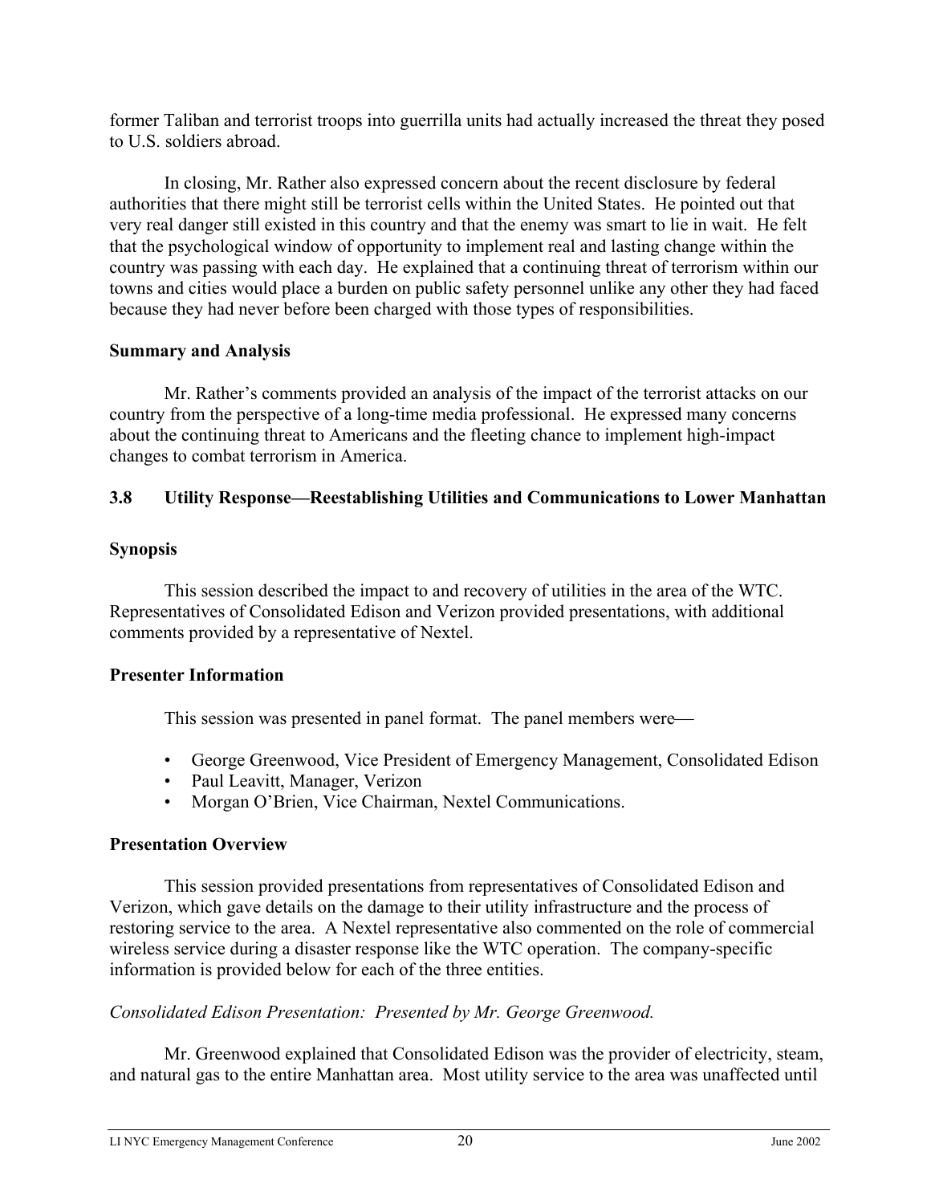former Taliban and terrorist troops into guerrilla units had actually increased the threat they posed to U.S. soldiers abroad.

In closing, Mr. Rather also expressed concern about the recent disclosure by federal authorities that there might still be terrorist cells within the United States. He pointed out that very real danger still existed in this country and that the enemy was smart to lie in wait. He felt that the psychological window of opportunity to implement real and lasting change within the country was passing with each day. He explained that a continuing threat of terrorism within our towns and cities would place a burden on public safety personnel unlike any other they had faced because they had never before been charged with those types of responsibilities.

**Summary and Analysis**

Mr. Rather's comments provided an analysis of the impact of the terrorist attacks on our country from the perspective of a long-time media professional. He expressed many concerns about the continuing threat to Americans and the fleeting chance to implement high-impact changes to combat terrorism in America.

## 3.8 Utility Response—Reestablishing Utilities and Communications to Lower Manhattan

**Synopsis**

This session described the impact to and recovery of utilities in the area of the WTC. Representatives of Consolidated Edison and Verizon provided presentations, with additional comments provided by a representative of Nextel.

**Presenter Information**

This session was presented in panel format. The panel members were—

- George Greenwood, Vice President of Emergency Management, Consolidated Edison
- Paul Leavitt, Manager, Verizon
- Morgan O'Brien, Vice Chairman, Nextel Communications.

**Presentation Overview**

This session provided presentations from representatives of Consolidated Edison and Verizon, which gave details on the damage to their utility infrastructure and the process of restoring service to the area. A Nextel representative also commented on the role of commercial wireless service during a disaster response like the WTC operation. The company-specific information is provided below for each of the three entities.

*Consolidated Edison Presentation: Presented by Mr. George Greenwood.*

Mr. Greenwood explained that Consolidated Edison was the provider of electricity, steam, and natural gas to the entire Manhattan area. Most utility service to the area was unaffected until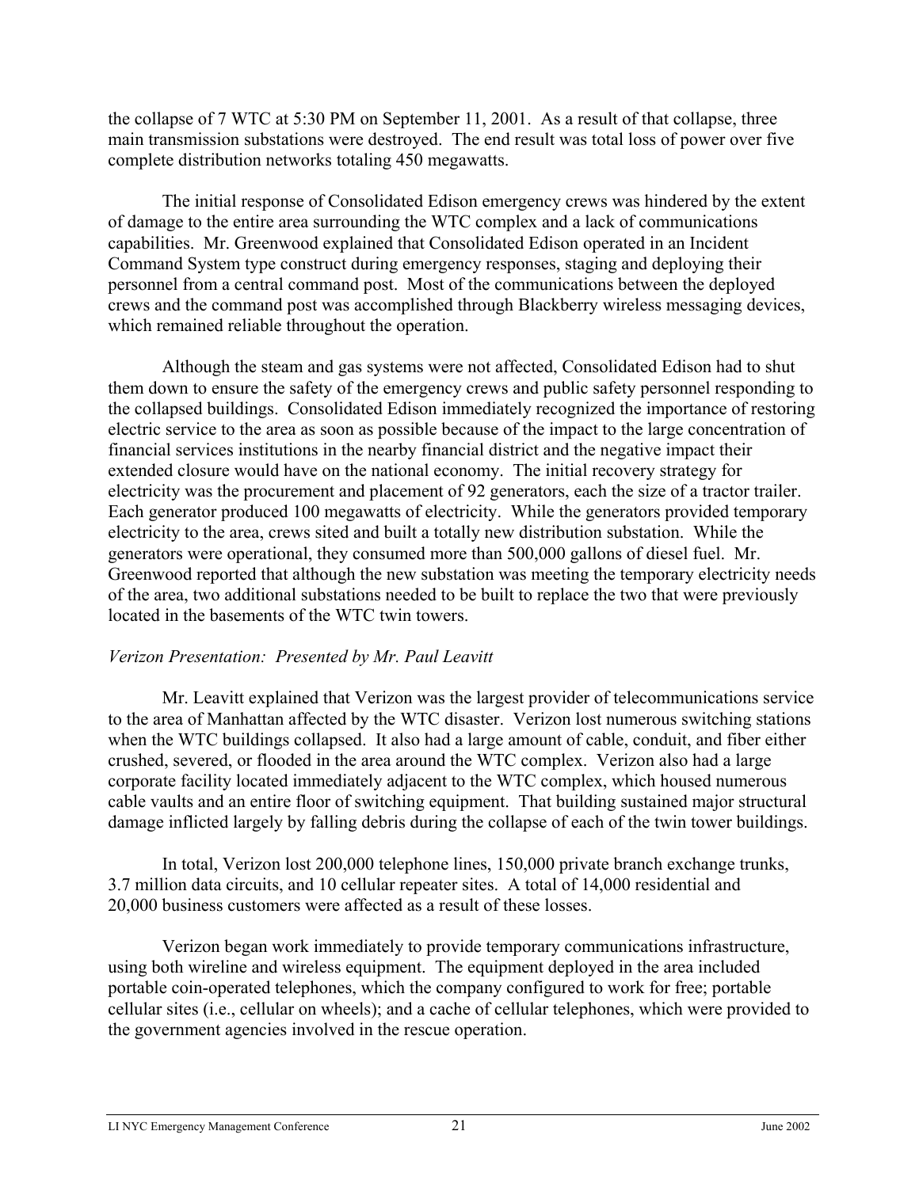the collapse of 7 WTC at 5:30 PM on September 11, 2001. As a result of that collapse, three main transmission substations were destroyed. The end result was total loss of power over five complete distribution networks totaling 450 megawatts.

The initial response of Consolidated Edison emergency crews was hindered by the extent of damage to the entire area surrounding the WTC complex and a lack of communications capabilities. Mr. Greenwood explained that Consolidated Edison operated in an Incident Command System type construct during emergency responses, staging and deploying their personnel from a central command post. Most of the communications between the deployed crews and the command post was accomplished through Blackberry wireless messaging devices, which remained reliable throughout the operation.

Although the steam and gas systems were not affected, Consolidated Edison had to shut them down to ensure the safety of the emergency crews and public safety personnel responding to the collapsed buildings. Consolidated Edison immediately recognized the importance of restoring electric service to the area as soon as possible because of the impact to the large concentration of financial services institutions in the nearby financial district and the negative impact their extended closure would have on the national economy. The initial recovery strategy for electricity was the procurement and placement of 92 generators, each the size of a tractor trailer. Each generator produced 100 megawatts of electricity. While the generators provided temporary electricity to the area, crews sited and built a totally new distribution substation. While the generators were operational, they consumed more than 500,000 gallons of diesel fuel. Mr. Greenwood reported that although the new substation was meeting the temporary electricity needs of the area, two additional substations needed to be built to replace the two that were previously located in the basements of the WTC twin towers.

*Verizon Presentation: Presented by Mr. Paul Leavitt*

Mr. Leavitt explained that Verizon was the largest provider of telecommunications service to the area of Manhattan affected by the WTC disaster. Verizon lost numerous switching stations when the WTC buildings collapsed. It also had a large amount of cable, conduit, and fiber either crushed, severed, or flooded in the area around the WTC complex. Verizon also had a large corporate facility located immediately adjacent to the WTC complex, which housed numerous cable vaults and an entire floor of switching equipment. That building sustained major structural damage inflicted largely by falling debris during the collapse of each of the twin tower buildings.

In total, Verizon lost 200,000 telephone lines, 150,000 private branch exchange trunks, 3.7 million data circuits, and 10 cellular repeater sites. A total of 14,000 residential and 20,000 business customers were affected as a result of these losses.

Verizon began work immediately to provide temporary communications infrastructure, using both wireline and wireless equipment. The equipment deployed in the area included portable coin-operated telephones, which the company configured to work for free; portable cellular sites (i.e., cellular on wheels); and a cache of cellular telephones, which were provided to the government agencies involved in the rescue operation.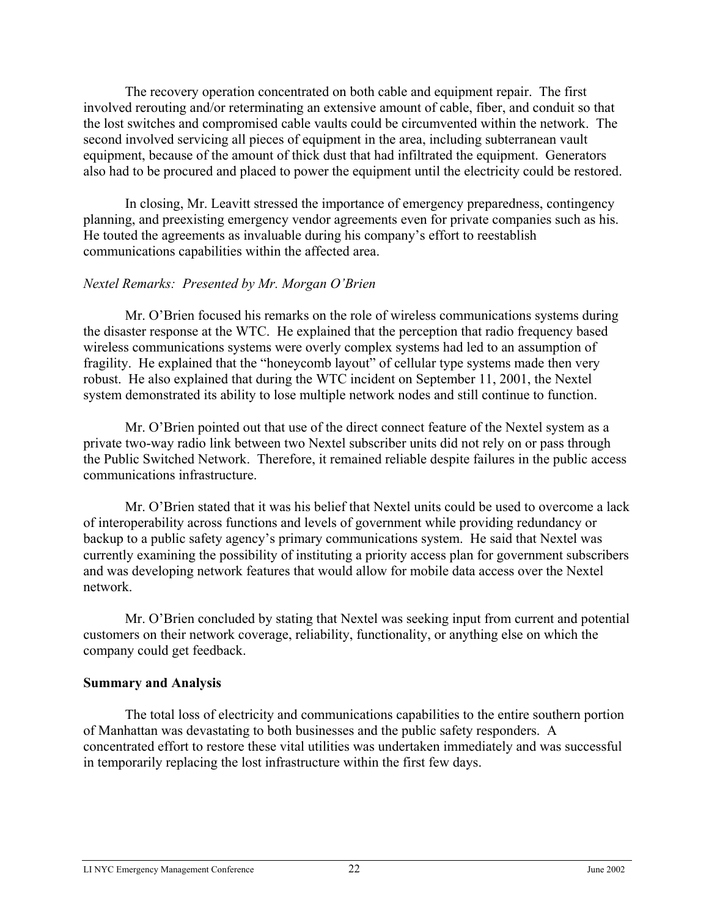The recovery operation concentrated on both cable and equipment repair. The first involved rerouting and/or reterminating an extensive amount of cable, fiber, and conduit so that the lost switches and compromised cable vaults could be circumvented within the network. The second involved servicing all pieces of equipment in the area, including subterranean vault equipment, because of the amount of thick dust that had infiltrated the equipment. Generators also had to be procured and placed to power the equipment until the electricity could be restored.

In closing, Mr. Leavitt stressed the importance of emergency preparedness, contingency planning, and preexisting emergency vendor agreements even for private companies such as his. He touted the agreements as invaluable during his company's effort to reestablish communications capabilities within the affected area.

*Nextel Remarks: Presented by Mr. Morgan O'Brien*

Mr. O'Brien focused his remarks on the role of wireless communications systems during the disaster response at the WTC. He explained that the perception that radio frequency based wireless communications systems were overly complex systems had led to an assumption of fragility. He explained that the "honeycomb layout" of cellular type systems made then very robust. He also explained that during the WTC incident on September 11, 2001, the Nextel system demonstrated its ability to lose multiple network nodes and still continue to function.

Mr. O'Brien pointed out that use of the direct connect feature of the Nextel system as a private two-way radio link between two Nextel subscriber units did not rely on or pass through the Public Switched Network. Therefore, it remained reliable despite failures in the public access communications infrastructure.

Mr. O'Brien stated that it was his belief that Nextel units could be used to overcome a lack of interoperability across functions and levels of government while providing redundancy or backup to a public safety agency's primary communications system. He said that Nextel was currently examining the possibility of instituting a priority access plan for government subscribers and was developing network features that would allow for mobile data access over the Nextel network.

Mr. O'Brien concluded by stating that Nextel was seeking input from current and potential customers on their network coverage, reliability, functionality, or anything else on which the company could get feedback.

**Summary and Analysis**

The total loss of electricity and communications capabilities to the entire southern portion of Manhattan was devastating to both businesses and the public safety responders. A concentrated effort to restore these vital utilities was undertaken immediately and was successful in temporarily replacing the lost infrastructure within the first few days.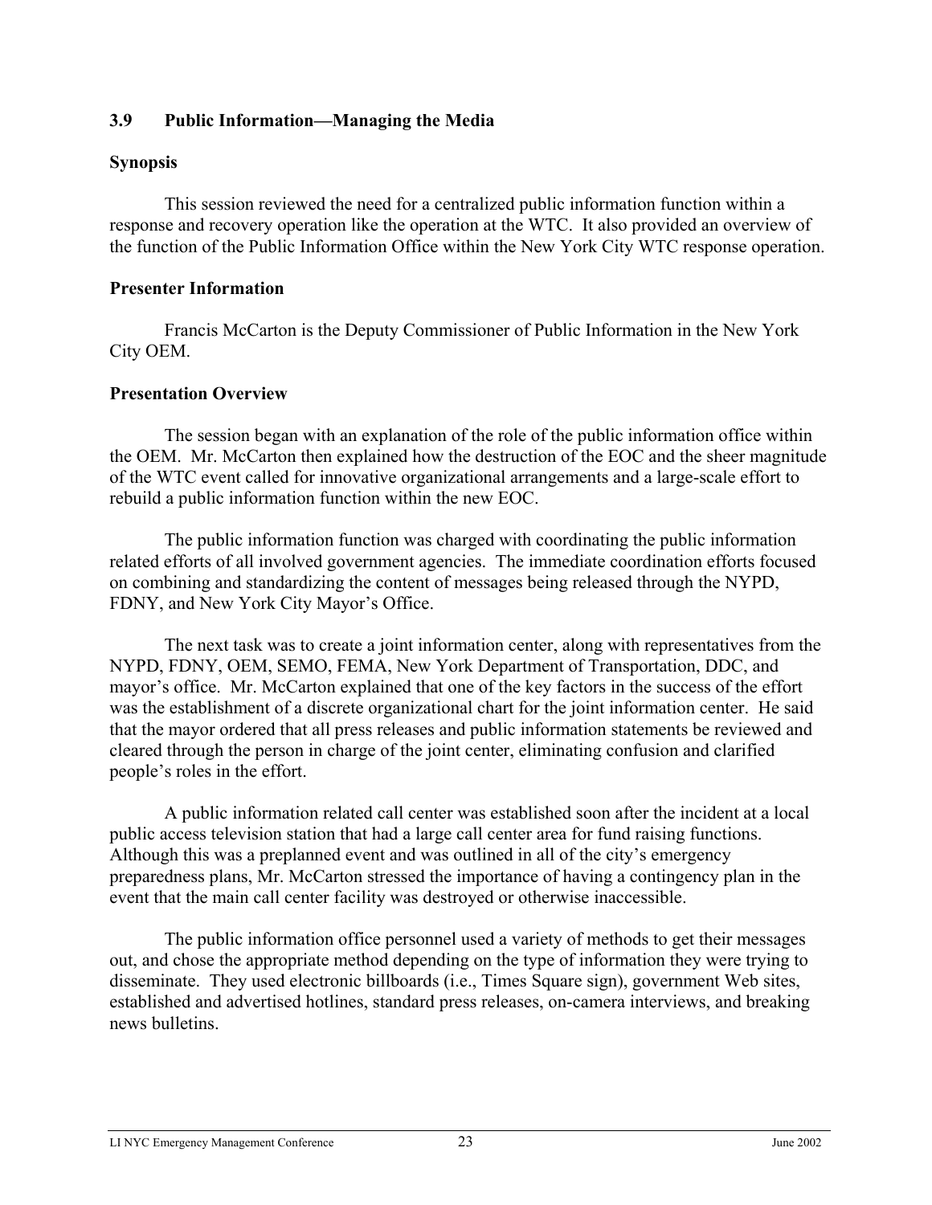### 3.9 Public Information—Managing the Media

#### Synopsis

This session reviewed the need for a centralized public information function within a response and recovery operation like the operation at the WTC. It also provided an overview of the function of the Public Information Office within the New York City WTC response operation.

#### Presenter Information

Francis McCarton is the Deputy Commissioner of Public Information in the New York City OEM.

#### Presentation Overview

The session began with an explanation of the role of the public information office within the OEM. Mr. McCarton then explained how the destruction of the EOC and the sheer magnitude of the WTC event called for innovative organizational arrangements and a large-scale effort to rebuild a public information function within the new EOC.

The public information function was charged with coordinating the public information related efforts of all involved government agencies. The immediate coordination efforts focused on combining and standardizing the content of messages being released through the NYPD, FDNY, and New York City Mayor's Office.

The next task was to create a joint information center, along with representatives from the NYPD, FDNY, OEM, SEMO, FEMA, New York Department of Transportation, DDC, and mayor's office. Mr. McCarton explained that one of the key factors in the success of the effort was the establishment of a discrete organizational chart for the joint information center. He said that the mayor ordered that all press releases and public information statements be reviewed and cleared through the person in charge of the joint center, eliminating confusion and clarified people's roles in the effort.

A public information related call center was established soon after the incident at a local public access television station that had a large call center area for fund raising functions. Although this was a preplanned event and was outlined in all of the city's emergency preparedness plans, Mr. McCarton stressed the importance of having a contingency plan in the event that the main call center facility was destroyed or otherwise inaccessible.

The public information office personnel used a variety of methods to get their messages out, and chose the appropriate method depending on the type of information they were trying to disseminate. They used electronic billboards (i.e., Times Square sign), government Web sites, established and advertised hotlines, standard press releases, on-camera interviews, and breaking news bulletins.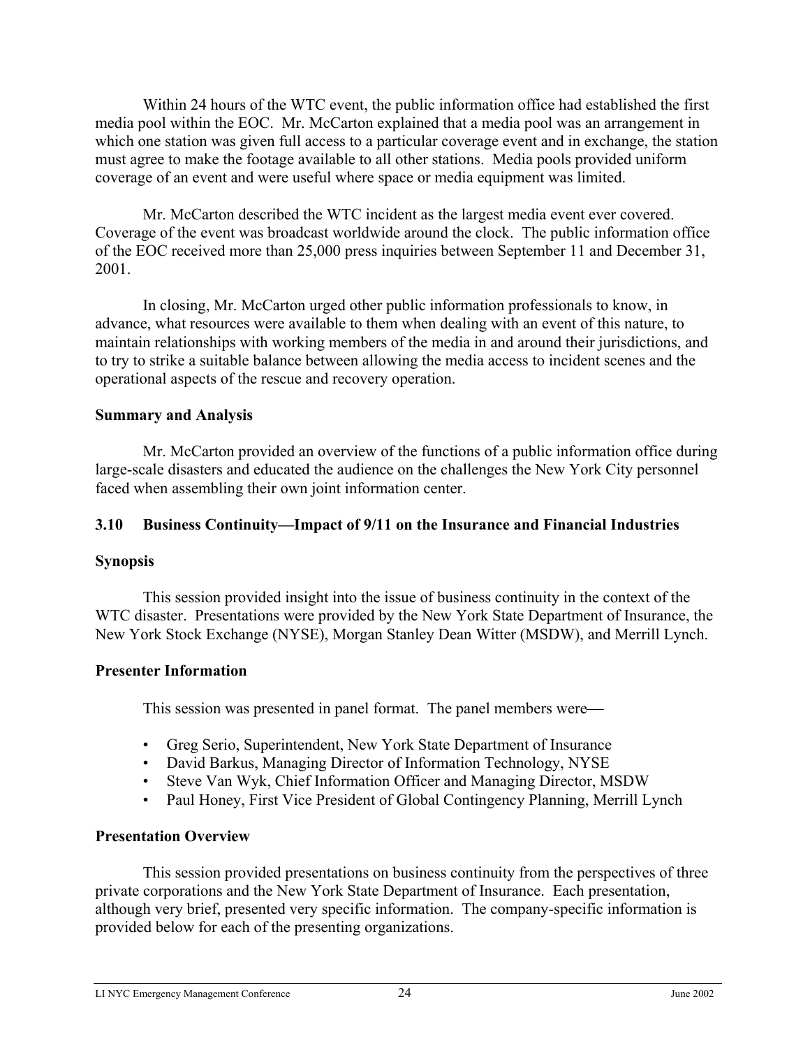Within 24 hours of the WTC event, the public information office had established the first media pool within the EOC. Mr. McCarton explained that a media pool was an arrangement in which one station was given full access to a particular coverage event and in exchange, the station must agree to make the footage available to all other stations. Media pools provided uniform coverage of an event and were useful where space or media equipment was limited.

Mr. McCarton described the WTC incident as the largest media event ever covered. Coverage of the event was broadcast worldwide around the clock. The public information office of the EOC received more than 25,000 press inquiries between September 11 and December 31, 2001.

In closing, Mr. McCarton urged other public information professionals to know, in advance, what resources were available to them when dealing with an event of this nature, to maintain relationships with working members of the media in and around their jurisdictions, and to try to strike a suitable balance between allowing the media access to incident scenes and the operational aspects of the rescue and recovery operation.

**Summary and Analysis**

Mr. McCarton provided an overview of the functions of a public information office during large-scale disasters and educated the audience on the challenges the New York City personnel faced when assembling their own joint information center.

### 3.10 Business Continuity—Impact of 9/11 on the Insurance and Financial Industries

**Synopsis**

This session provided insight into the issue of business continuity in the context of the WTC disaster. Presentations were provided by the New York State Department of Insurance, the New York Stock Exchange (NYSE), Morgan Stanley Dean Witter (MSDW), and Merrill Lynch.

**Presenter Information**

This session was presented in panel format. The panel members were—

- Greg Serio, Superintendent, New York State Department of Insurance
- David Barkus, Managing Director of Information Technology, NYSE
- Steve Van Wyk, Chief Information Officer and Managing Director, MSDW
- Paul Honey, First Vice President of Global Contingency Planning, Merrill Lynch

**Presentation Overview**

This session provided presentations on business continuity from the perspectives of three private corporations and the New York State Department of Insurance. Each presentation, although very brief, presented very specific information. The company-specific information is provided below for each of the presenting organizations.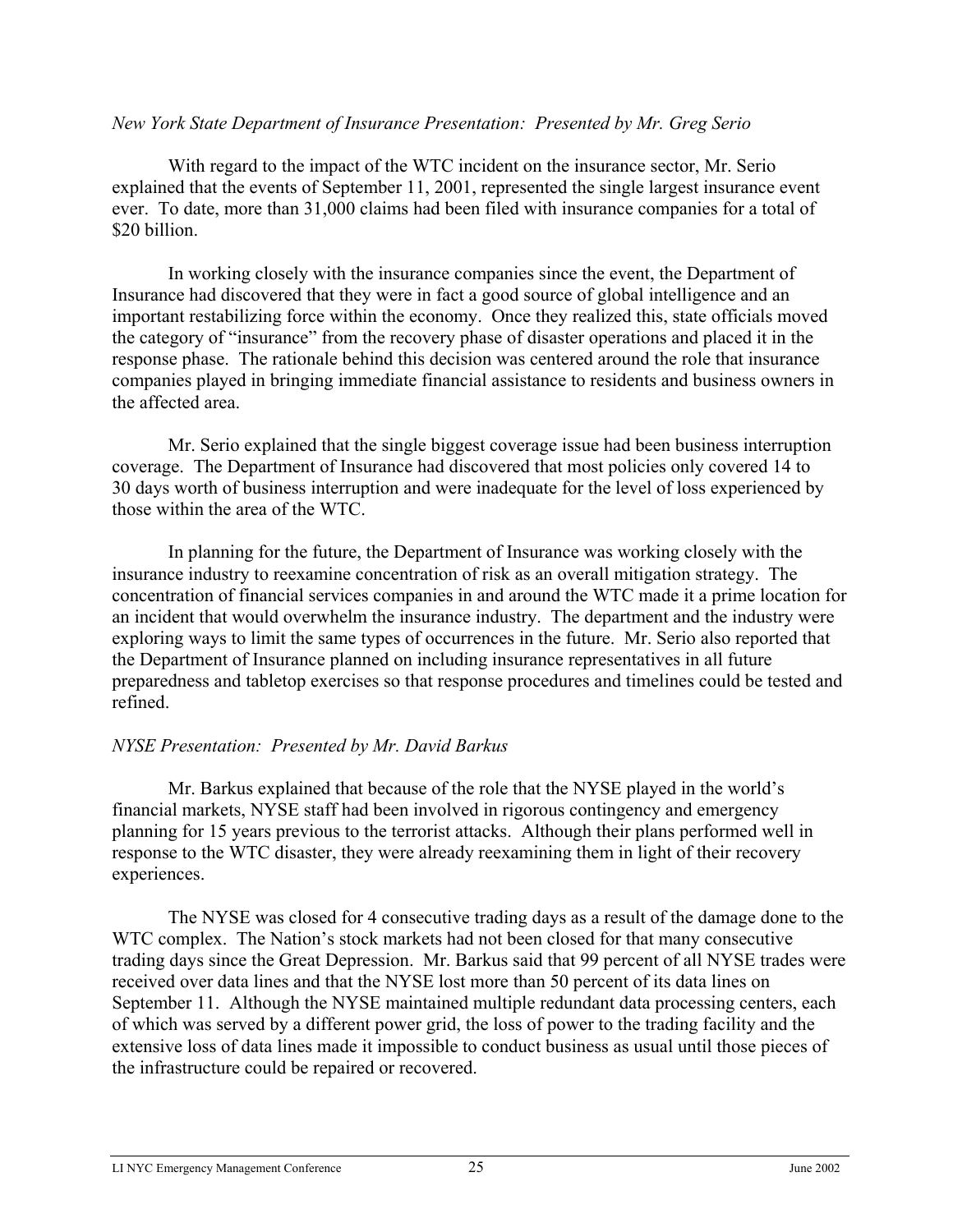*New York State Department of Insurance Presentation: Presented by Mr. Greg Serio*

With regard to the impact of the WTC incident on the insurance sector, Mr. Serio explained that the events of September 11, 2001, represented the single largest insurance event ever. To date, more than 31,000 claims had been filed with insurance companies for a total of $20 billion.

In working closely with the insurance companies since the event, the Department of Insurance had discovered that they were in fact a good source of global intelligence and an important restabilizing force within the economy. Once they realized this, state officials moved the category of "insurance" from the recovery phase of disaster operations and placed it in the response phase. The rationale behind this decision was centered around the role that insurance companies played in bringing immediate financial assistance to residents and business owners in the affected area.

Mr. Serio explained that the single biggest coverage issue had been business interruption coverage. The Department of Insurance had discovered that most policies only covered 14 to 30 days worth of business interruption and were inadequate for the level of loss experienced by those within the area of the WTC.

In planning for the future, the Department of Insurance was working closely with the insurance industry to reexamine concentration of risk as an overall mitigation strategy. The concentration of financial services companies in and around the WTC made it a prime location for an incident that would overwhelm the insurance industry. The department and the industry were exploring ways to limit the same types of occurrences in the future. Mr. Serio also reported that the Department of Insurance planned on including insurance representatives in all future preparedness and tabletop exercises so that response procedures and timelines could be tested and refined.

*NYSE Presentation: Presented by Mr. David Barkus*

Mr. Barkus explained that because of the role that the NYSE played in the world's financial markets, NYSE staff had been involved in rigorous contingency and emergency planning for 15 years previous to the terrorist attacks. Although their plans performed well in response to the WTC disaster, they were already reexamining them in light of their recovery experiences.

The NYSE was closed for 4 consecutive trading days as a result of the damage done to the WTC complex. The Nation's stock markets had not been closed for that many consecutive trading days since the Great Depression. Mr. Barkus said that 99 percent of all NYSE trades were received over data lines and that the NYSE lost more than 50 percent of its data lines on September 11. Although the NYSE maintained multiple redundant data processing centers, each of which was served by a different power grid, the loss of power to the trading facility and the extensive loss of data lines made it impossible to conduct business as usual until those pieces of the infrastructure could be repaired or recovered.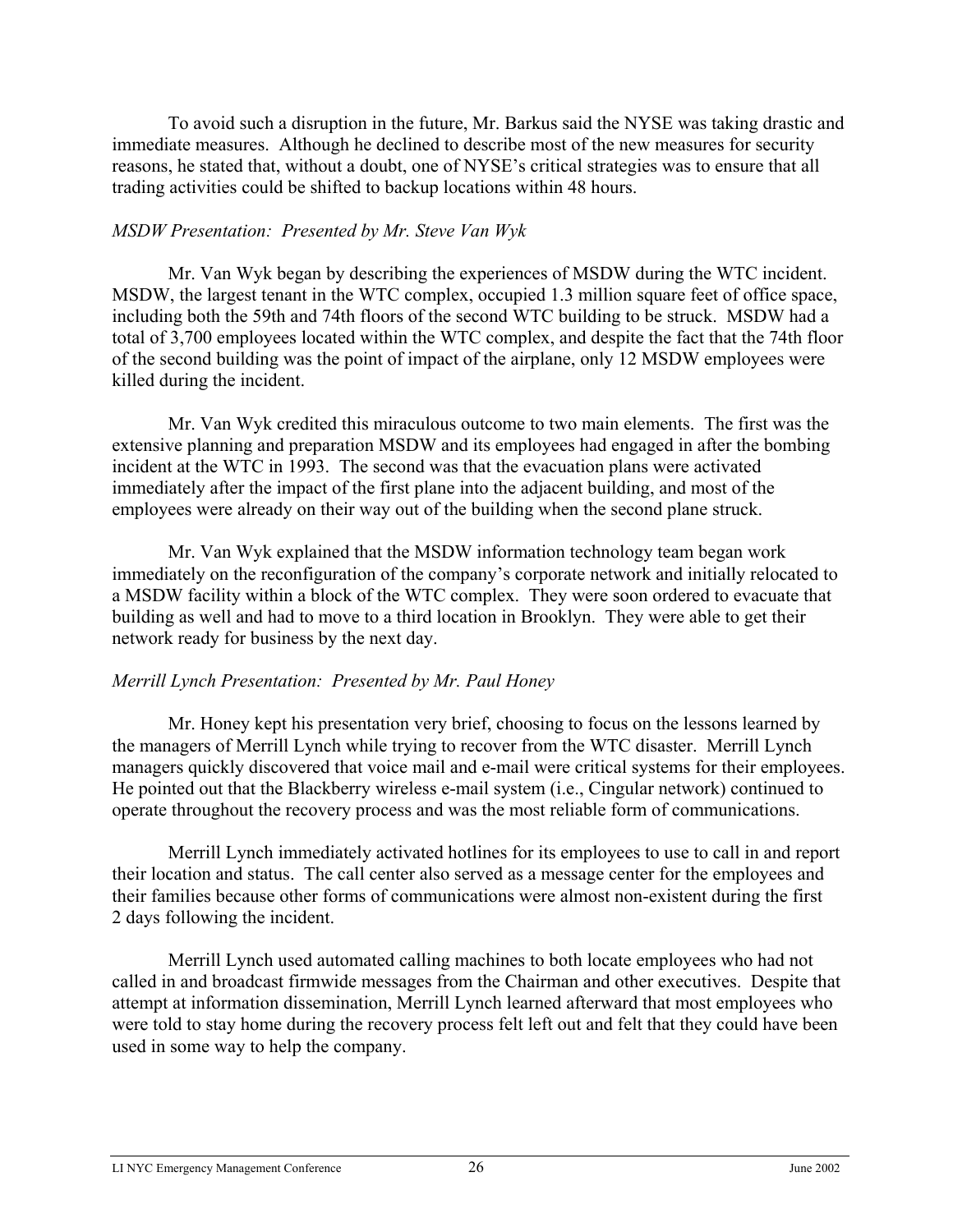To avoid such a disruption in the future, Mr. Barkus said the NYSE was taking drastic and immediate measures. Although he declined to describe most of the new measures for security reasons, he stated that, without a doubt, one of NYSE's critical strategies was to ensure that all trading activities could be shifted to backup locations within 48 hours.

*MSDW Presentation: Presented by Mr. Steve Van Wyk*

Mr. Van Wyk began by describing the experiences of MSDW during the WTC incident. MSDW, the largest tenant in the WTC complex, occupied 1.3 million square feet of office space, including both the 59th and 74th floors of the second WTC building to be struck. MSDW had a total of 3,700 employees located within the WTC complex, and despite the fact that the 74th floor of the second building was the point of impact of the airplane, only 12 MSDW employees were killed during the incident.

Mr. Van Wyk credited this miraculous outcome to two main elements. The first was the extensive planning and preparation MSDW and its employees had engaged in after the bombing incident at the WTC in 1993. The second was that the evacuation plans were activated immediately after the impact of the first plane into the adjacent building, and most of the employees were already on their way out of the building when the second plane struck.

Mr. Van Wyk explained that the MSDW information technology team began work immediately on the reconfiguration of the company's corporate network and initially relocated to a MSDW facility within a block of the WTC complex. They were soon ordered to evacuate that building as well and had to move to a third location in Brooklyn. They were able to get their network ready for business by the next day.

*Merrill Lynch Presentation: Presented by Mr. Paul Honey*

Mr. Honey kept his presentation very brief, choosing to focus on the lessons learned by the managers of Merrill Lynch while trying to recover from the WTC disaster. Merrill Lynch managers quickly discovered that voice mail and e-mail were critical systems for their employees. He pointed out that the Blackberry wireless e-mail system (i.e., Cingular network) continued to operate throughout the recovery process and was the most reliable form of communications.

Merrill Lynch immediately activated hotlines for its employees to use to call in and report their location and status. The call center also served as a message center for the employees and their families because other forms of communications were almost non-existent during the first 2 days following the incident.

Merrill Lynch used automated calling machines to both locate employees who had not called in and broadcast firmwide messages from the Chairman and other executives. Despite that attempt at information dissemination, Merrill Lynch learned afterward that most employees who were told to stay home during the recovery process felt left out and felt that they could have been used in some way to help the company.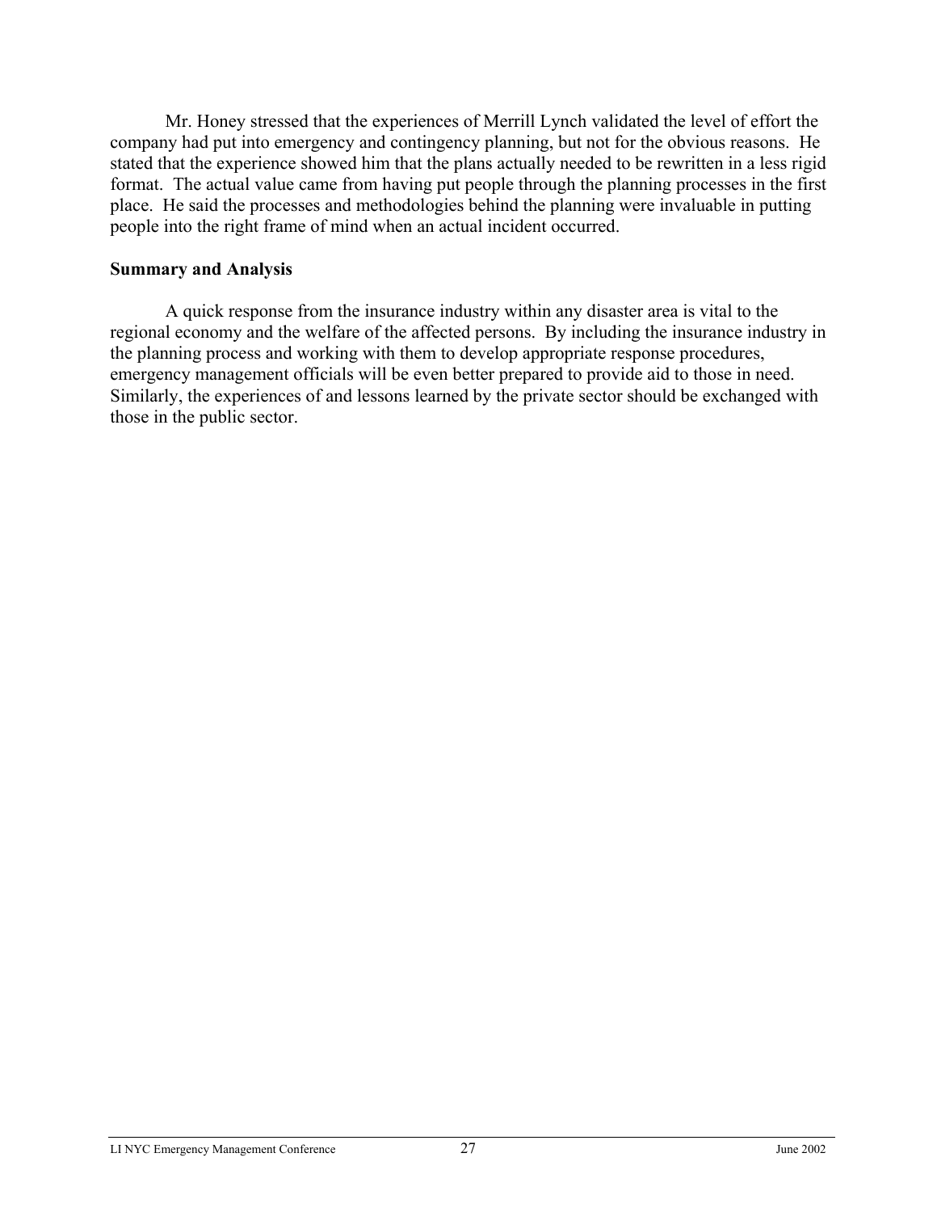Mr. Honey stressed that the experiences of Merrill Lynch validated the level of effort the company had put into emergency and contingency planning, but not for the obvious reasons. He stated that the experience showed him that the plans actually needed to be rewritten in a less rigid format. The actual value came from having put people through the planning processes in the first place. He said the processes and methodologies behind the planning were invaluable in putting people into the right frame of mind when an actual incident occurred.

**Summary and Analysis**

A quick response from the insurance industry within any disaster area is vital to the regional economy and the welfare of the affected persons. By including the insurance industry in the planning process and working with them to develop appropriate response procedures, emergency management officials will be even better prepared to provide aid to those in need. Similarly, the experiences of and lessons learned by the private sector should be exchanged with those in the public sector.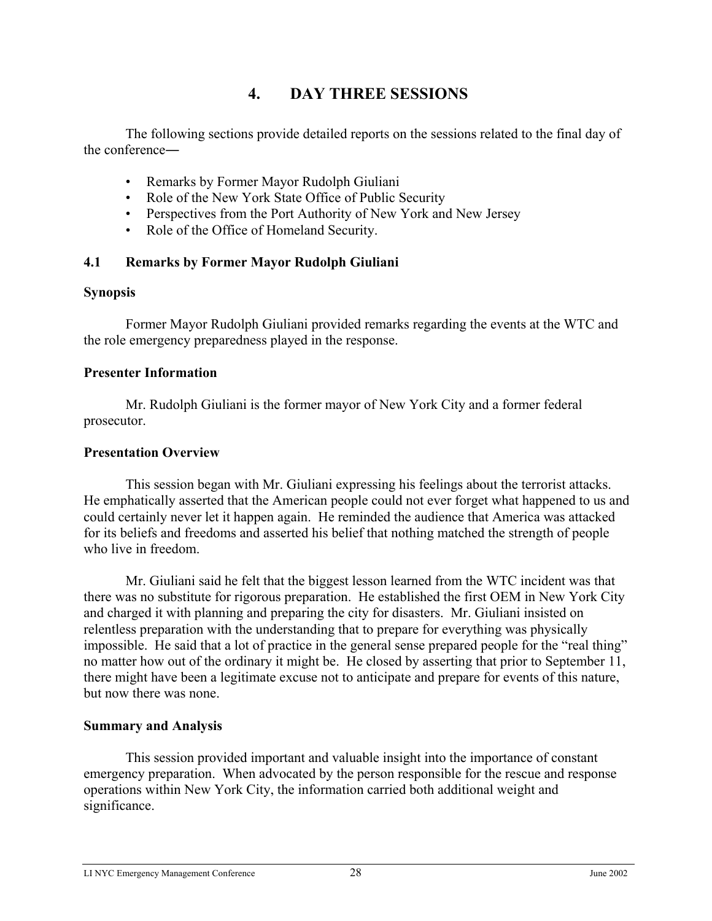# 4. DAY THREE SESSIONS

The following sections provide detailed reports on the sessions related to the final day of the conference―

- Remarks by Former Mayor Rudolph Giuliani
- Role of the New York State Office of Public Security
- Perspectives from the Port Authority of New York and New Jersey
- Role of the Office of Homeland Security.

## 4.1 Remarks by Former Mayor Rudolph Giuliani

### Synopsis

Former Mayor Rudolph Giuliani provided remarks regarding the events at the WTC and the role emergency preparedness played in the response.

### Presenter Information

Mr. Rudolph Giuliani is the former mayor of New York City and a former federal prosecutor.

### Presentation Overview

This session began with Mr. Giuliani expressing his feelings about the terrorist attacks. He emphatically asserted that the American people could not ever forget what happened to us and could certainly never let it happen again. He reminded the audience that America was attacked for its beliefs and freedoms and asserted his belief that nothing matched the strength of people who live in freedom.

Mr. Giuliani said he felt that the biggest lesson learned from the WTC incident was that there was no substitute for rigorous preparation. He established the first OEM in New York City and charged it with planning and preparing the city for disasters. Mr. Giuliani insisted on relentless preparation with the understanding that to prepare for everything was physically impossible. He said that a lot of practice in the general sense prepared people for the "real thing" no matter how out of the ordinary it might be. He closed by asserting that prior to September 11, there might have been a legitimate excuse not to anticipate and prepare for events of this nature, but now there was none.

### Summary and Analysis

This session provided important and valuable insight into the importance of constant emergency preparation. When advocated by the person responsible for the rescue and response operations within New York City, the information carried both additional weight and significance.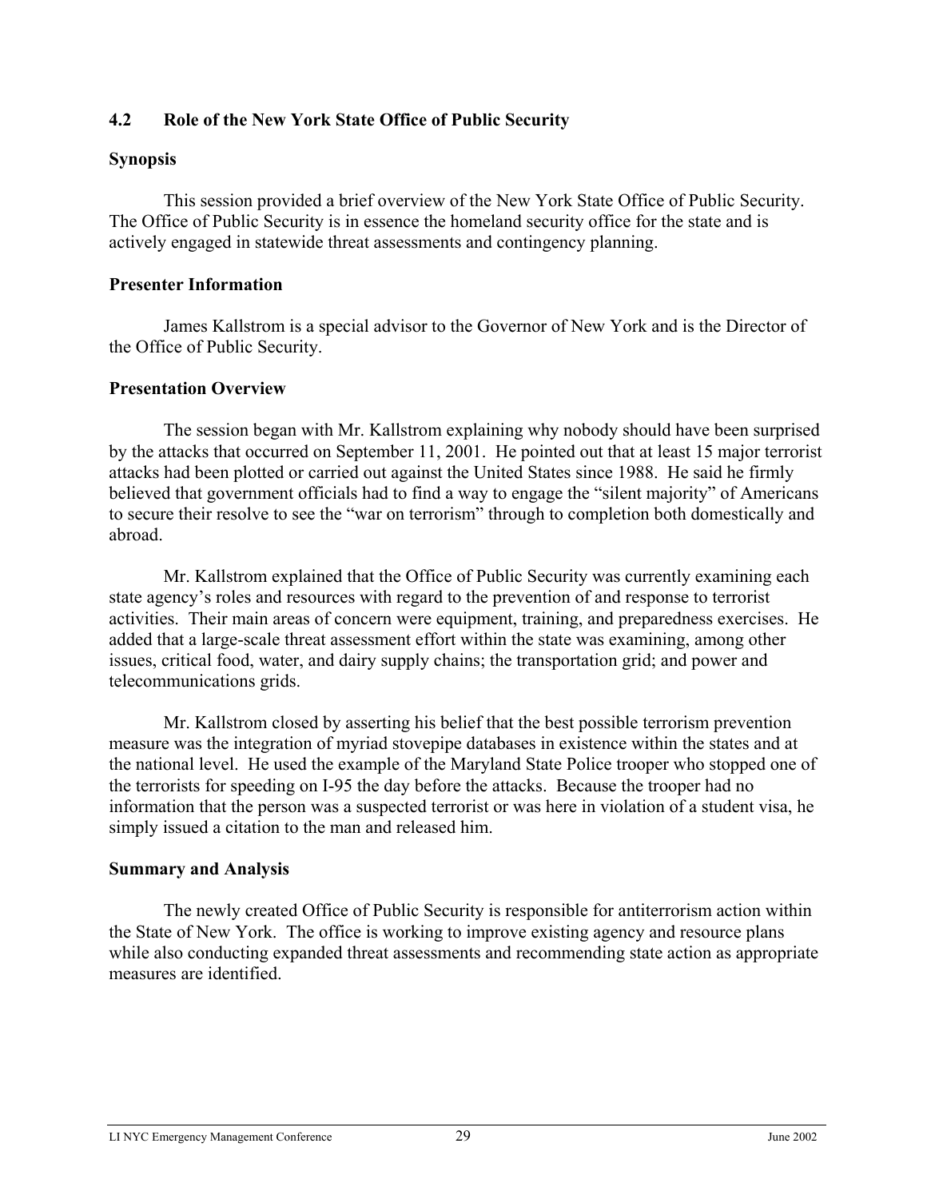## 4.2 Role of the New York State Office of Public Security

### Synopsis

This session provided a brief overview of the New York State Office of Public Security. The Office of Public Security is in essence the homeland security office for the state and is actively engaged in statewide threat assessments and contingency planning.

### Presenter Information

James Kallstrom is a special advisor to the Governor of New York and is the Director of the Office of Public Security.

### Presentation Overview

The session began with Mr. Kallstrom explaining why nobody should have been surprised by the attacks that occurred on September 11, 2001. He pointed out that at least 15 major terrorist attacks had been plotted or carried out against the United States since 1988. He said he firmly believed that government officials had to find a way to engage the "silent majority" of Americans to secure their resolve to see the "war on terrorism" through to completion both domestically and abroad.

Mr. Kallstrom explained that the Office of Public Security was currently examining each state agency's roles and resources with regard to the prevention of and response to terrorist activities. Their main areas of concern were equipment, training, and preparedness exercises. He added that a large-scale threat assessment effort within the state was examining, among other issues, critical food, water, and dairy supply chains; the transportation grid; and power and telecommunications grids.

Mr. Kallstrom closed by asserting his belief that the best possible terrorism prevention measure was the integration of myriad stovepipe databases in existence within the states and at the national level. He used the example of the Maryland State Police trooper who stopped one of the terrorists for speeding on I-95 the day before the attacks. Because the trooper had no information that the person was a suspected terrorist or was here in violation of a student visa, he simply issued a citation to the man and released him.

### Summary and Analysis

The newly created Office of Public Security is responsible for antiterrorism action within the State of New York. The office is working to improve existing agency and resource plans while also conducting expanded threat assessments and recommending state action as appropriate measures are identified.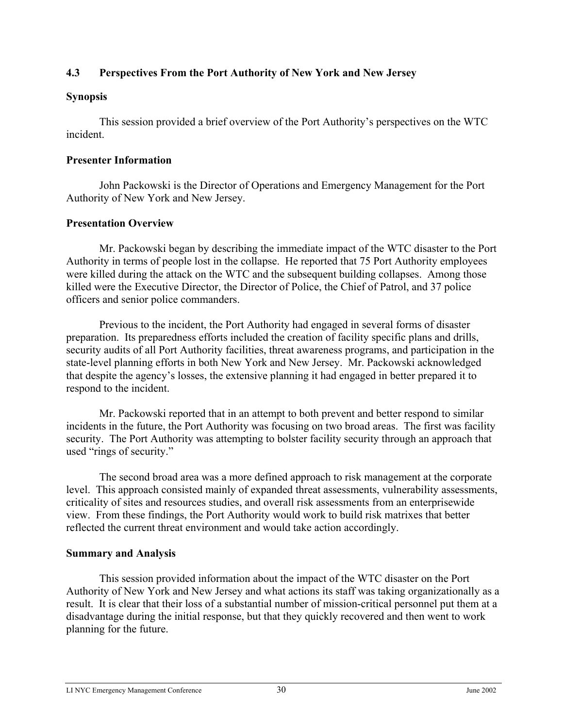### 4.3 Perspectives From the Port Authority of New York and New Jersey

**Synopsis**

This session provided a brief overview of the Port Authority's perspectives on the WTC incident.

**Presenter Information**

John Packowski is the Director of Operations and Emergency Management for the Port Authority of New York and New Jersey.

**Presentation Overview**

Mr. Packowski began by describing the immediate impact of the WTC disaster to the Port Authority in terms of people lost in the collapse. He reported that 75 Port Authority employees were killed during the attack on the WTC and the subsequent building collapses. Among those killed were the Executive Director, the Director of Police, the Chief of Patrol, and 37 police officers and senior police commanders.

Previous to the incident, the Port Authority had engaged in several forms of disaster preparation. Its preparedness efforts included the creation of facility specific plans and drills, security audits of all Port Authority facilities, threat awareness programs, and participation in the state-level planning efforts in both New York and New Jersey. Mr. Packowski acknowledged that despite the agency's losses, the extensive planning it had engaged in better prepared it to respond to the incident.

Mr. Packowski reported that in an attempt to both prevent and better respond to similar incidents in the future, the Port Authority was focusing on two broad areas. The first was facility security. The Port Authority was attempting to bolster facility security through an approach that used "rings of security."

The second broad area was a more defined approach to risk management at the corporate level. This approach consisted mainly of expanded threat assessments, vulnerability assessments, criticality of sites and resources studies, and overall risk assessments from an enterprisewide view. From these findings, the Port Authority would work to build risk matrixes that better reflected the current threat environment and would take action accordingly.

**Summary and Analysis**

This session provided information about the impact of the WTC disaster on the Port Authority of New York and New Jersey and what actions its staff was taking organizationally as a result. It is clear that their loss of a substantial number of mission-critical personnel put them at a disadvantage during the initial response, but that they quickly recovered and then went to work planning for the future.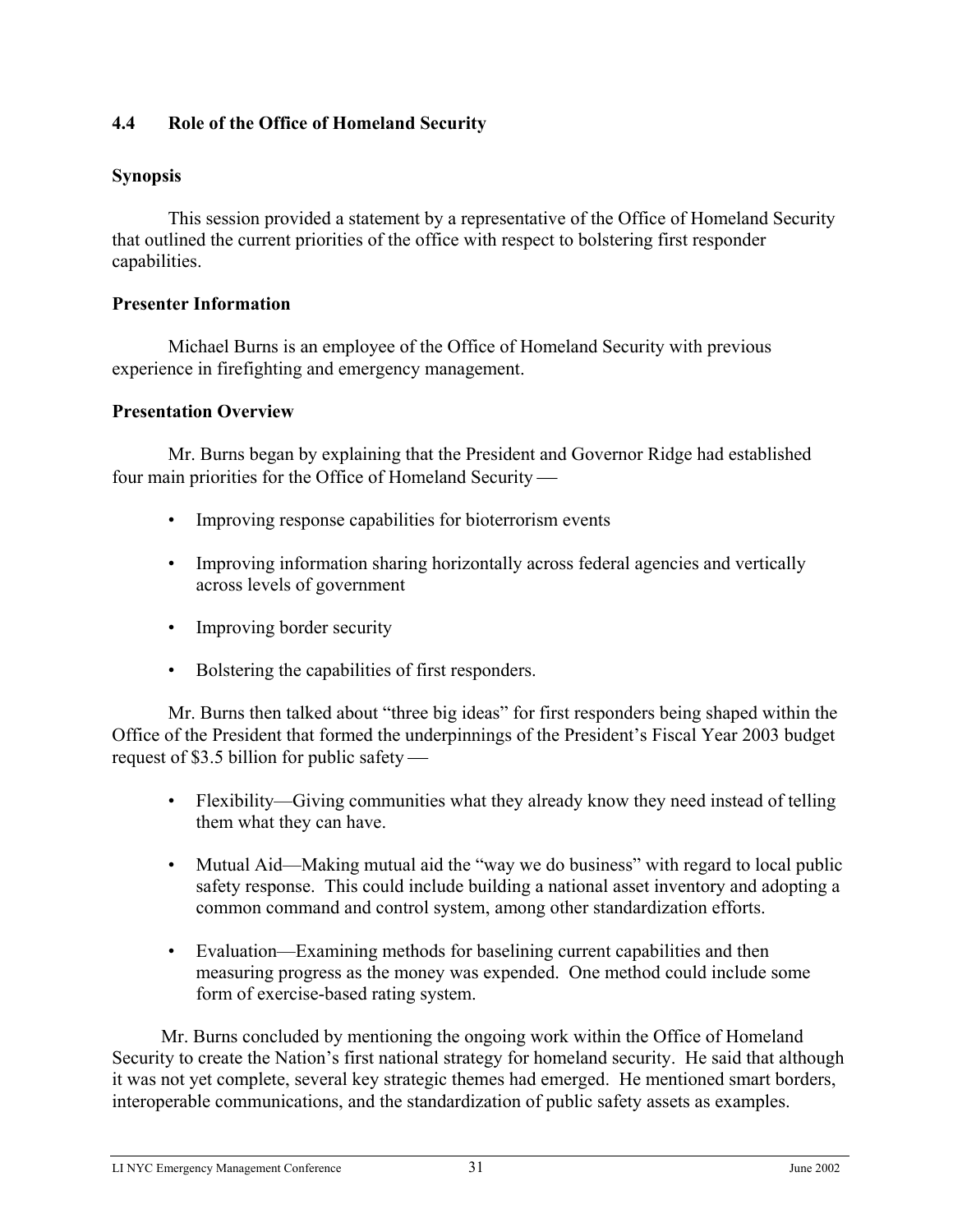## 4.4 Role of the Office of Homeland Security

### Synopsis

This session provided a statement by a representative of the Office of Homeland Security that outlined the current priorities of the office with respect to bolstering first responder capabilities.

### Presenter Information

Michael Burns is an employee of the Office of Homeland Security with previous experience in firefighting and emergency management.

### Presentation Overview

Mr. Burns began by explaining that the President and Governor Ridge had established four main priorities for the Office of Homeland Security —

- Improving response capabilities for bioterrorism events
- Improving information sharing horizontally across federal agencies and vertically across levels of government
- Improving border security
- Bolstering the capabilities of first responders.

Mr. Burns then talked about "three big ideas" for first responders being shaped within the Office of the President that formed the underpinnings of the President's Fiscal Year 2003 budget request of $3.5 billion for public safety —

- Flexibility—Giving communities what they already know they need instead of telling them what they can have.
- Mutual Aid—Making mutual aid the "way we do business" with regard to local public safety response. This could include building a national asset inventory and adopting a common command and control system, among other standardization efforts.
- Evaluation—Examining methods for baselining current capabilities and then measuring progress as the money was expended. One method could include some form of exercise-based rating system.

Mr. Burns concluded by mentioning the ongoing work within the Office of Homeland Security to create the Nation's first national strategy for homeland security. He said that although it was not yet complete, several key strategic themes had emerged. He mentioned smart borders, interoperable communications, and the standardization of public safety assets as examples.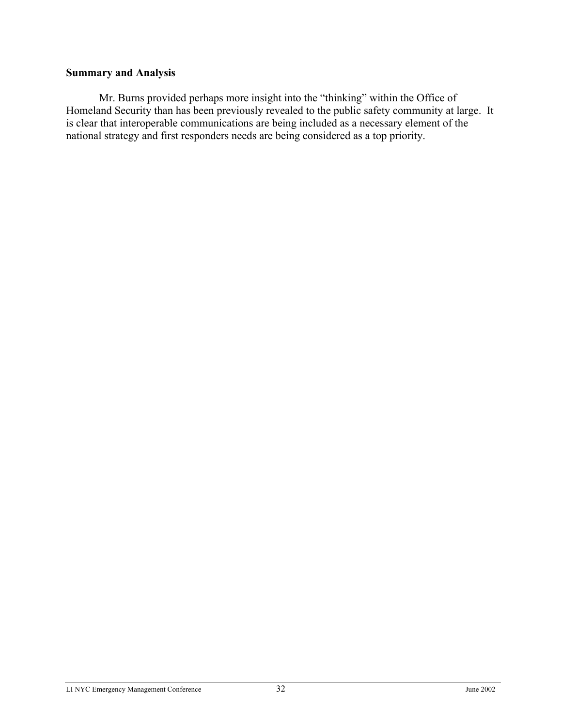## Summary and Analysis

Mr. Burns provided perhaps more insight into the "thinking" within the Office of Homeland Security than has been previously revealed to the public safety community at large. It is clear that interoperable communications are being included as a necessary element of the national strategy and first responders needs are being considered as a top priority.